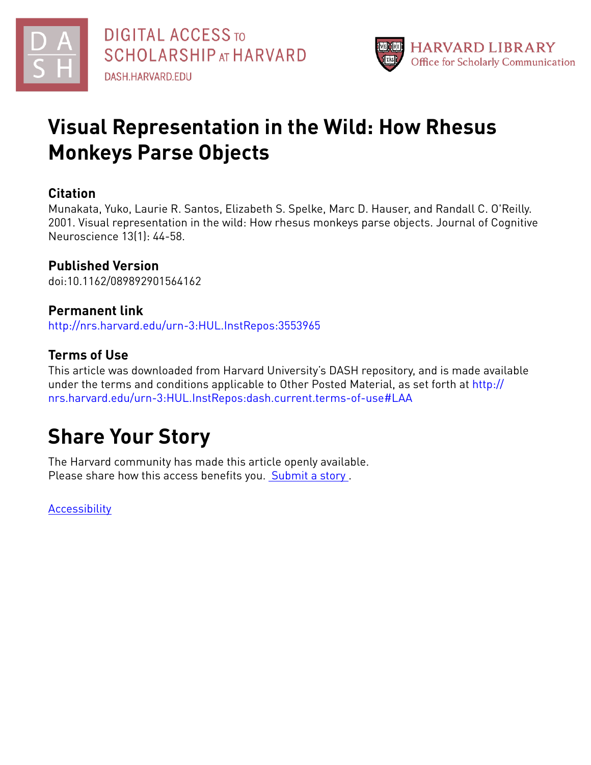# Visual Representation in the Wild: How Rhesus Monkeys Parse Objects

## Citation

Munakata, Yuko, Laurie R. Santos, Elizabeth S. Spelke, Marc D. Hauser, and Randall C. O'Reilly. 2001. Visual representation in the wild: How rhesus monkeys parse objects. Journal of Cognitive Neuroscience 13(1): 44-58.

## Published Version

doi:10.1162/089892901564162

## Permanent link

http://nrs.harvard.edu/urn-3:HUL.InstRepos:3553965

## Terms of Use

This article was downloaded from Harvard University's DASH repository, and is made available under the terms and conditions applicable to Other Posted Material, as set forth at http://nrs.harvard.edu/urn-3:HUL.InstRepos:dash.current.terms-of-use#LAA

# Share Your Story

The Harvard community has made this article openly available.
Please share how this access benefits you. Submit a story .

Accessibility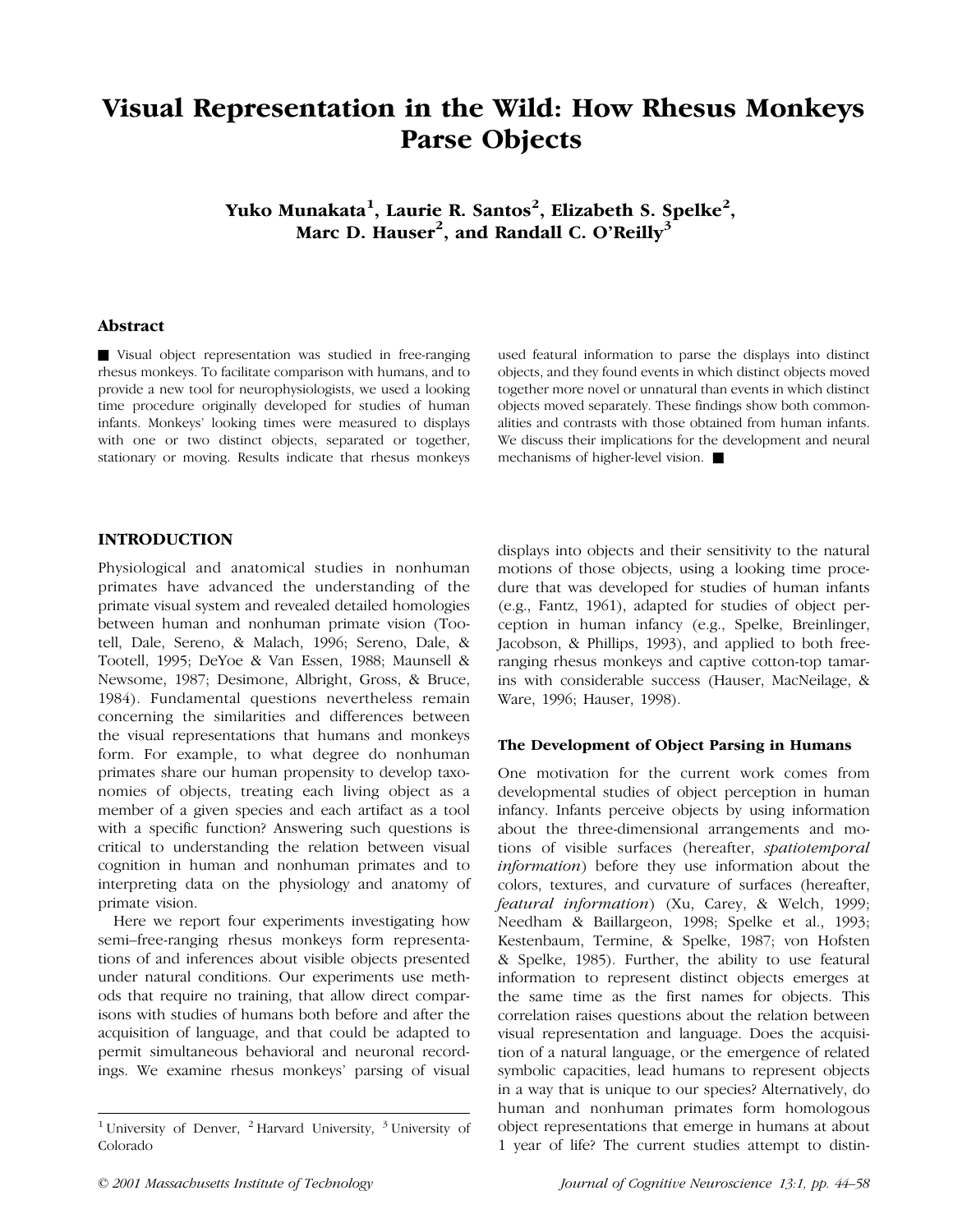# Visual Representation in the Wild: How Rhesus Monkeys Parse Objects

**Yuko Munakata[1], Laurie R. Santos[2], Elizabeth S. Spelke[2], Marc D. Hauser[2], and Randall C. O'Reilly[3]**

## Abstract

■ Visual object representation was studied in free-ranging rhesus monkeys. To facilitate comparison with humans, and to provide a new tool for neurophysiologists, we used a looking time procedure originally developed for studies of human infants. Monkeys' looking times were measured to displays with one or two distinct objects, separated or together, stationary or moving. Results indicate that rhesus monkeys used featural information to parse the displays into distinct objects, and they found events in which distinct objects moved together more novel or unnatural than events in which distinct objects moved separately. These findings show both commonalities and contrasts with those obtained from human infants. We discuss their implications for the development and neural mechanisms of higher-level vision. ■

## INTRODUCTION

Physiological and anatomical studies in nonhuman primates have advanced the understanding of the primate visual system and revealed detailed homologies between human and nonhuman primate vision (Tootell, Dale, Sereno, & Malach, 1996; Sereno, Dale, & Tootell, 1995; DeYoe & Van Essen, 1988; Maunsell & Newsome, 1987; Desimone, Albright, Gross, & Bruce, 1984). Fundamental questions nevertheless remain concerning the similarities and differences between the visual representations that humans and monkeys form. For example, to what degree do nonhuman primates share our human propensity to develop taxonomies of objects, treating each living object as a member of a given species and each artifact as a tool with a specific function? Answering such questions is critical to understanding the relation between visual cognition in human and nonhuman primates and to interpreting data on the physiology and anatomy of primate vision.

Here we report four experiments investigating how semi–free-ranging rhesus monkeys form representations of and inferences about visible objects presented under natural conditions. Our experiments use methods that require no training, that allow direct comparisons with studies of humans both before and after the acquisition of language, and that could be adapted to permit simultaneous behavioral and neuronal recordings. We examine rhesus monkeys' parsing of visual displays into objects and their sensitivity to the natural motions of those objects, using a looking time procedure that was developed for studies of human infants (e.g., Fantz, 1961), adapted for studies of object perception in human infancy (e.g., Spelke, Breinlinger, Jacobson, & Phillips, 1993), and applied to both free-ranging rhesus monkeys and captive cotton-top tamarins with considerable success (Hauser, MacNeilage, & Ware, 1996; Hauser, 1998).

### The Development of Object Parsing in Humans

One motivation for the current work comes from developmental studies of object perception in human infancy. Infants perceive objects by using information about the three-dimensional arrangements and motions of visible surfaces (hereafter, *spatiotemporal information*) before they use information about the colors, textures, and curvature of surfaces (hereafter, *featural information*) (Xu, Carey, & Welch, 1999; Needham & Baillargeon, 1998; Spelke et al., 1993; Kestenbaum, Termine, & Spelke, 1987; von Hofsten & Spelke, 1985). Further, the ability to use featural information to represent distinct objects emerges at the same time as the first names for objects. This correlation raises questions about the relation between visual representation and language. Does the acquisition of a natural language, or the emergence of related symbolic capacities, lead humans to represent objects in a way that is unique to our species? Alternatively, do human and nonhuman primates form homologous object representations that emerge in humans at about 1 year of life? The current studies attempt to distin-

[1] University of Denver, [2] Harvard University, [3] University of Colorado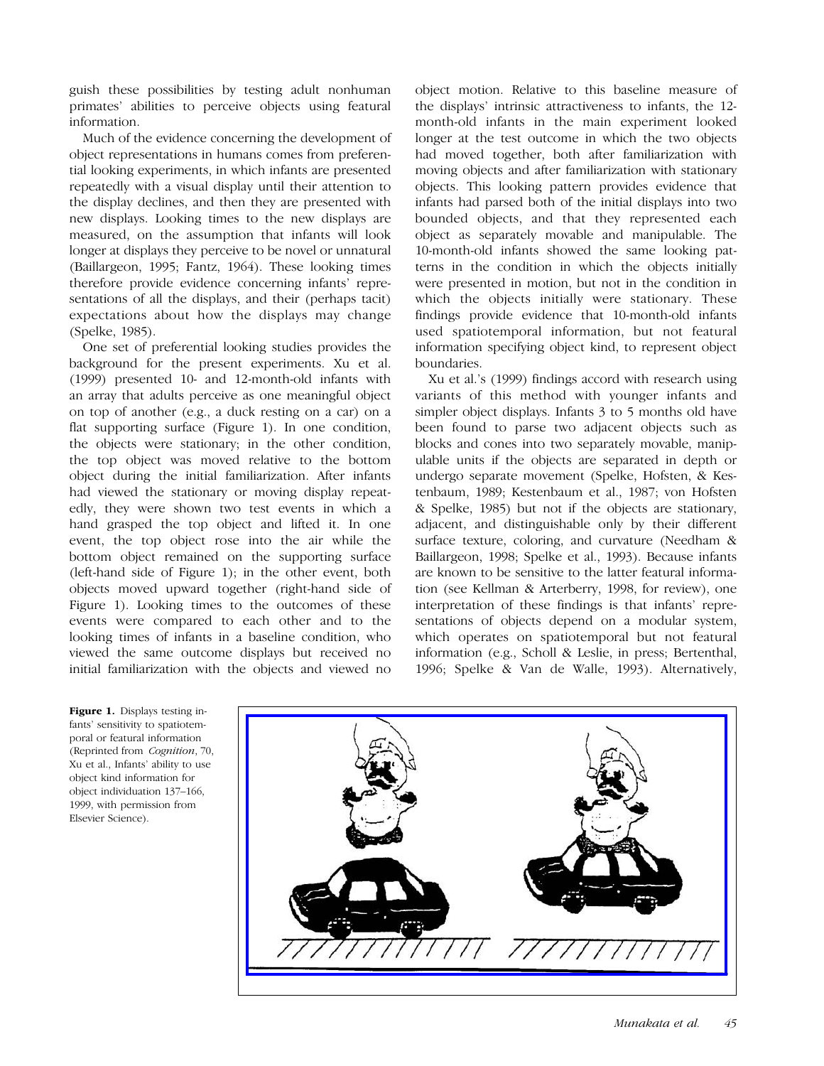guish these possibilities by testing adult nonhuman primates' abilities to perceive objects using featural information.

Much of the evidence concerning the development of object representations in humans comes from preferential looking experiments, in which infants are presented repeatedly with a visual display until their attention to the display declines, and then they are presented with new displays. Looking times to the new displays are measured, on the assumption that infants will look longer at displays they perceive to be novel or unnatural (Baillargeon, 1995; Fantz, 1964). These looking times therefore provide evidence concerning infants' representations of all the displays, and their (perhaps tacit) expectations about how the displays may change (Spelke, 1985).

One set of preferential looking studies provides the background for the present experiments. Xu et al. (1999) presented 10- and 12-month-old infants with an array that adults perceive as one meaningful object on top of another (e.g., a duck resting on a car) on a flat supporting surface (Figure 1). In one condition, the objects were stationary; in the other condition, the top object was moved relative to the bottom object during the initial familiarization. After infants had viewed the stationary or moving display repeatedly, they were shown two test events in which a hand grasped the top object and lifted it. In one event, the top object rose into the air while the bottom object remained on the supporting surface (left-hand side of Figure 1); in the other event, both objects moved upward together (right-hand side of Figure 1). Looking times to the outcomes of these events were compared to each other and to the looking times of infants in a baseline condition, who viewed the same outcome displays but received no initial familiarization with the objects and viewed no object motion. Relative to this baseline measure of the displays' intrinsic attractiveness to infants, the 12-month-old infants in the main experiment looked longer at the test outcome in which the two objects had moved together, both after familiarization with moving objects and after familiarization with stationary objects. This looking pattern provides evidence that infants had parsed both of the initial displays into two bounded objects, and that they represented each object as separately movable and manipulable. The 10-month-old infants showed the same looking patterns in the condition in which the objects initially were presented in motion, but not in the condition in which the objects initially were stationary. These findings provide evidence that 10-month-old infants used spatiotemporal information, but not featural information specifying object kind, to represent object boundaries.

Xu et al.'s (1999) findings accord with research using variants of this method with younger infants and simpler object displays. Infants 3 to 5 months old have been found to parse two adjacent objects such as blocks and cones into two separately movable, manipulable units if the objects are separated in depth or undergo separate movement (Spelke, Hofsten, & Kestenbaum, 1989; Kestenbaum et al., 1987; von Hofsten & Spelke, 1985) but not if the objects are stationary, adjacent, and distinguishable only by their different surface texture, coloring, and curvature (Needham & Baillargeon, 1998; Spelke et al., 1993). Because infants are known to be sensitive to the latter featural information (see Kellman & Arterberry, 1998, for review), one interpretation of these findings is that infants' representations of objects depend on a modular system, which operates on spatiotemporal but not featural information (e.g., Scholl & Leslie, in press; Bertenthal, 1996; Spelke & Van de Walle, 1993). Alternatively,

**Figure 1.** Displays testing infants' sensitivity to spatiotemporal or featural information (Reprinted from *Cognition*, 70, Xu et al., Infants' ability to use object kind information for object individuation 137–166, 1999, with permission from Elsevier Science).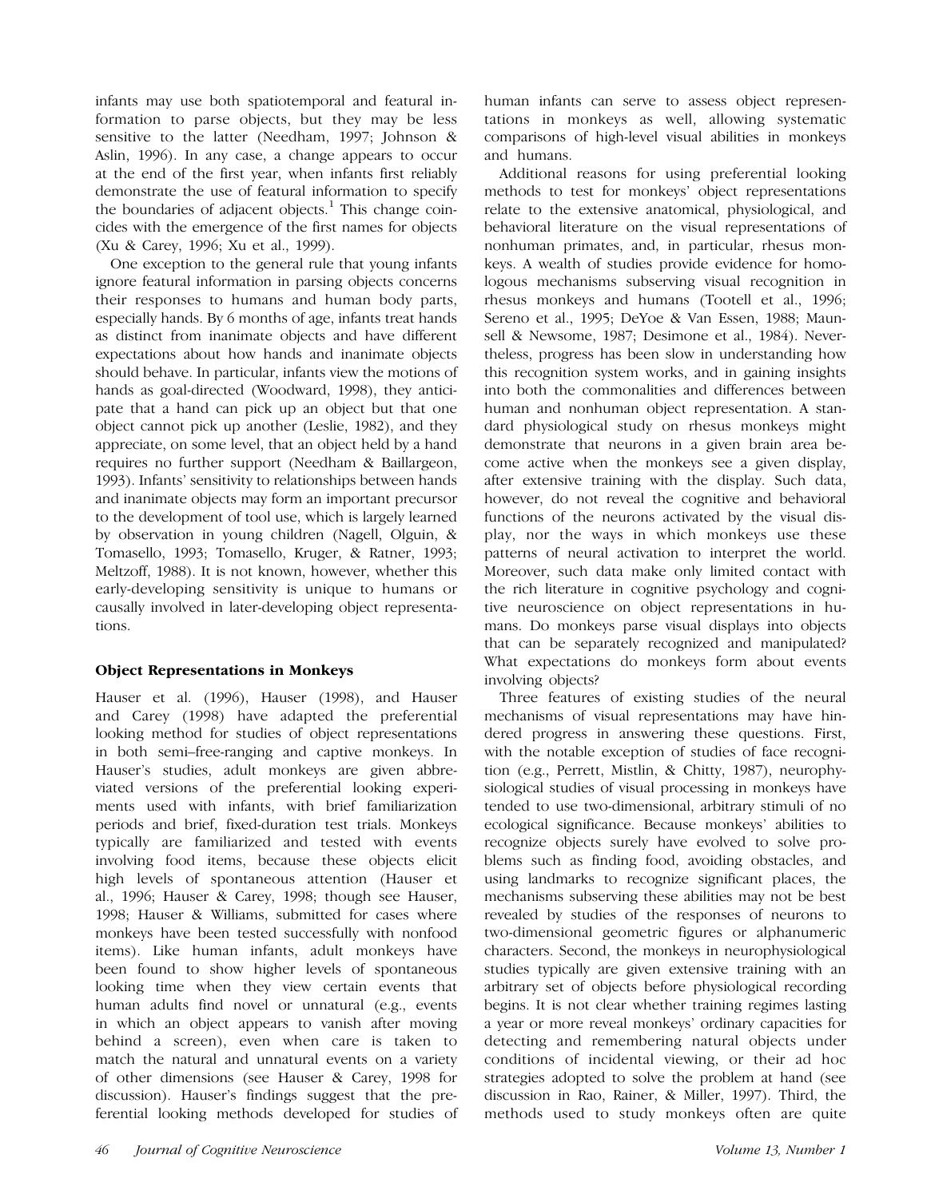infants may use both spatiotemporal and featural information to parse objects, but they may be less sensitive to the latter (Needham, 1997; Johnson & Aslin, 1996). In any case, a change appears to occur at the end of the first year, when infants first reliably demonstrate the use of featural information to specify the boundaries of adjacent objects.[1] This change coincides with the emergence of the first names for objects (Xu & Carey, 1996; Xu et al., 1999).

One exception to the general rule that young infants ignore featural information in parsing objects concerns their responses to humans and human body parts, especially hands. By 6 months of age, infants treat hands as distinct from inanimate objects and have different expectations about how hands and inanimate objects should behave. In particular, infants view the motions of hands as goal-directed (Woodward, 1998), they anticipate that a hand can pick up an object but that one object cannot pick up another (Leslie, 1982), and they appreciate, on some level, that an object held by a hand requires no further support (Needham & Baillargeon, 1993). Infants' sensitivity to relationships between hands and inanimate objects may form an important precursor to the development of tool use, which is largely learned by observation in young children (Nagell, Olguin, & Tomasello, 1993; Tomasello, Kruger, & Ratner, 1993; Meltzoff, 1988). It is not known, however, whether this early-developing sensitivity is unique to humans or causally involved in later-developing object representations.

## Object Representations in Monkeys

Hauser et al. (1996), Hauser (1998), and Hauser and Carey (1998) have adapted the preferential looking method for studies of object representations in both semi–free-ranging and captive monkeys. In Hauser's studies, adult monkeys are given abbreviated versions of the preferential looking experiments used with infants, with brief familiarization periods and brief, fixed-duration test trials. Monkeys typically are familiarized and tested with events involving food items, because these objects elicit high levels of spontaneous attention (Hauser et al., 1996; Hauser & Carey, 1998; though see Hauser, 1998; Hauser & Williams, submitted for cases where monkeys have been tested successfully with nonfood items). Like human infants, adult monkeys have been found to show higher levels of spontaneous looking time when they view certain events that human adults find novel or unnatural (e.g., events in which an object appears to vanish after moving behind a screen), even when care is taken to match the natural and unnatural events on a variety of other dimensions (see Hauser & Carey, 1998 for discussion). Hauser's findings suggest that the preferential looking methods developed for studies of human infants can serve to assess object representations in monkeys as well, allowing systematic comparisons of high-level visual abilities in monkeys and humans.

Additional reasons for using preferential looking methods to test for monkeys' object representations relate to the extensive anatomical, physiological, and behavioral literature on the visual representations of nonhuman primates, and, in particular, rhesus monkeys. A wealth of studies provide evidence for homologous mechanisms subserving visual recognition in rhesus monkeys and humans (Tootell et al., 1996; Sereno et al., 1995; DeYoe & Van Essen, 1988; Maunsell & Newsome, 1987; Desimone et al., 1984). Nevertheless, progress has been slow in understanding how this recognition system works, and in gaining insights into both the commonalities and differences between human and nonhuman object representation. A standard physiological study on rhesus monkeys might demonstrate that neurons in a given brain area become active when the monkeys see a given display, after extensive training with the display. Such data, however, do not reveal the cognitive and behavioral functions of the neurons activated by the visual display, nor the ways in which monkeys use these patterns of neural activation to interpret the world. Moreover, such data make only limited contact with the rich literature in cognitive psychology and cognitive neuroscience on object representations in humans. Do monkeys parse visual displays into objects that can be separately recognized and manipulated? What expectations do monkeys form about events involving objects?

Three features of existing studies of the neural mechanisms of visual representations may have hindered progress in answering these questions. First, with the notable exception of studies of face recognition (e.g., Perrett, Mistlin, & Chitty, 1987), neurophysiological studies of visual processing in monkeys have tended to use two-dimensional, arbitrary stimuli of no ecological significance. Because monkeys' abilities to recognize objects surely have evolved to solve problems such as finding food, avoiding obstacles, and using landmarks to recognize significant places, the mechanisms subserving these abilities may not be best revealed by studies of the responses of neurons to two-dimensional geometric figures or alphanumeric characters. Second, the monkeys in neurophysiological studies typically are given extensive training with an arbitrary set of objects before physiological recording begins. It is not clear whether training regimes lasting a year or more reveal monkeys' ordinary capacities for detecting and remembering natural objects under conditions of incidental viewing, or their ad hoc strategies adopted to solve the problem at hand (see discussion in Rao, Rainer, & Miller, 1997). Third, the methods used to study monkeys often are quite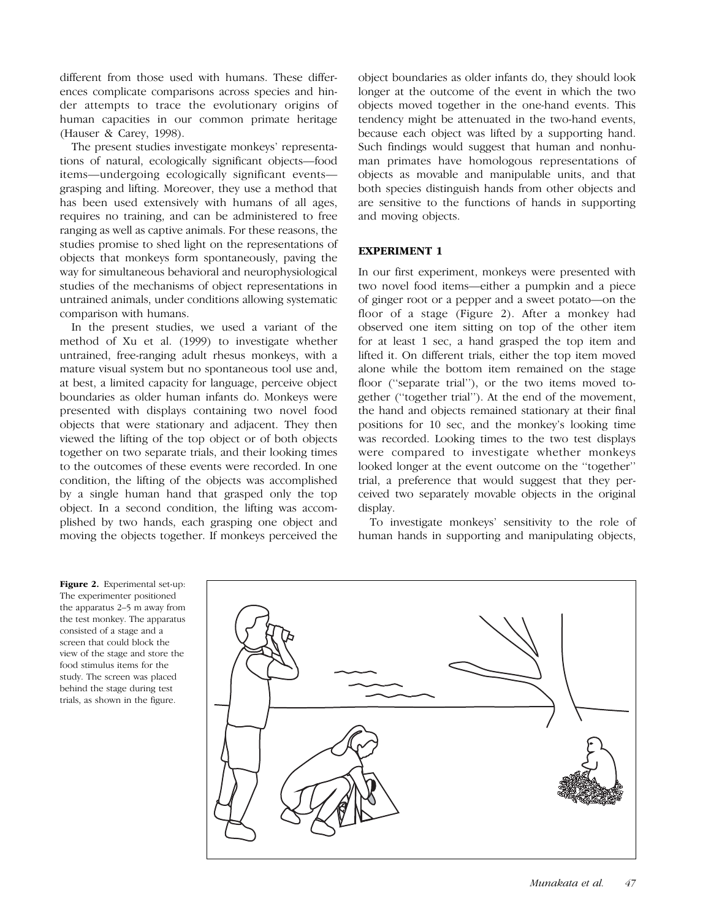different from those used with humans. These differences complicate comparisons across species and hinder attempts to trace the evolutionary origins of human capacities in our common primate heritage (Hauser & Carey, 1998).

The present studies investigate monkeys' representations of natural, ecologically significant objects—food items—undergoing ecologically significant events—grasping and lifting. Moreover, they use a method that has been used extensively with humans of all ages, requires no training, and can be administered to free ranging as well as captive animals. For these reasons, the studies promise to shed light on the representations of objects that monkeys form spontaneously, paving the way for simultaneous behavioral and neurophysiological studies of the mechanisms of object representations in untrained animals, under conditions allowing systematic comparison with humans.

In the present studies, we used a variant of the method of Xu et al. (1999) to investigate whether untrained, free-ranging adult rhesus monkeys, with a mature visual system but no spontaneous tool use and, at best, a limited capacity for language, perceive object boundaries as older human infants do. Monkeys were presented with displays containing two novel food objects that were stationary and adjacent. They then viewed the lifting of the top object or of both objects together on two separate trials, and their looking times to the outcomes of these events were recorded. In one condition, the lifting of the objects was accomplished by a single human hand that grasped only the top object. In a second condition, the lifting was accomplished by two hands, each grasping one object and moving the objects together. If monkeys perceived the object boundaries as older infants do, they should look longer at the outcome of the event in which the two objects moved together in the one-hand events. This tendency might be attenuated in the two-hand events, because each object was lifted by a supporting hand. Such findings would suggest that human and nonhuman primates have homologous representations of objects as movable and manipulable units, and that both species distinguish hands from other objects and are sensitive to the functions of hands in supporting and moving objects.

## EXPERIMENT 1

In our first experiment, monkeys were presented with two novel food items—either a pumpkin and a piece of ginger root or a pepper and a sweet potato—on the floor of a stage (Figure 2). After a monkey had observed one item sitting on top of the other item for at least 1 sec, a hand grasped the top item and lifted it. On different trials, either the top item moved alone while the bottom item remained on the stage floor (''separate trial''), or the two items moved together (''together trial''). At the end of the movement, the hand and objects remained stationary at their final positions for 10 sec, and the monkey's looking time was recorded. Looking times to the two test displays were compared to investigate whether monkeys looked longer at the event outcome on the ''together'' trial, a preference that would suggest that they perceived two separately movable objects in the original display.

To investigate monkeys' sensitivity to the role of human hands in supporting and manipulating objects,

**Figure 2.** Experimental set-up: The experimenter positioned the apparatus 2–5 m away from the test monkey. The apparatus consisted of a stage and a screen that could block the view of the stage and store the food stimulus items for the study. The screen was placed behind the stage during test trials, as shown in the figure.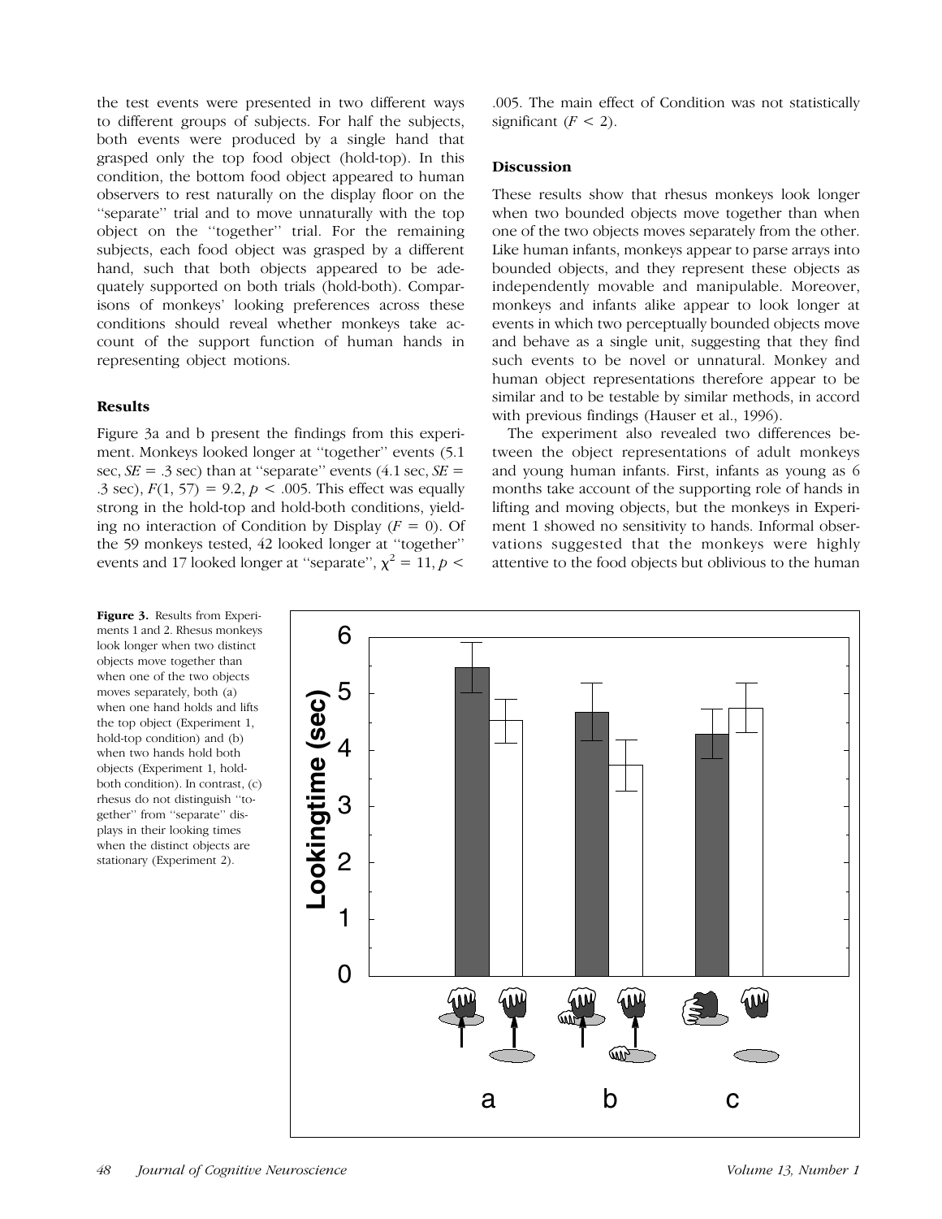the test events were presented in two different ways to different groups of subjects. For half the subjects, both events were produced by a single hand that grasped only the top food object (hold-top). In this condition, the bottom food object appeared to human observers to rest naturally on the display floor on the "separate" trial and to move unnaturally with the top object on the "together" trial. For the remaining subjects, each food object was grasped by a different hand, such that both objects appeared to be adequately supported on both trials (hold-both). Comparisons of monkeys' looking preferences across these conditions should reveal whether monkeys take account of the support function of human hands in representing object motions.

### Results

Figure 3a and b present the findings from this experiment. Monkeys looked longer at "together" events (5.1 sec, *SE* = .3 sec) than at "separate" events (4.1 sec, *SE* = .3 sec), $F(1, 57) = 9.2$, $p < .005$. This effect was equally strong in the hold-top and hold-both conditions, yielding no interaction of Condition by Display ($F = 0$). Of the 59 monkeys tested, 42 looked longer at "together" events and 17 looked longer at "separate", $\chi^2 = 11$, $p < .005$. The main effect of Condition was not statistically significant ($F < 2$).

### Discussion

These results show that rhesus monkeys look longer when two bounded objects move together than when one of the two objects moves separately from the other. Like human infants, monkeys appear to parse arrays into bounded objects, and they represent these objects as independently movable and manipulable. Moreover, monkeys and infants alike appear to look longer at events in which two perceptually bounded objects move and behave as a single unit, suggesting that they find such events to be novel or unnatural. Monkey and human object representations therefore appear to be similar and to be testable by similar methods, in accord with previous findings (Hauser et al., 1996).

The experiment also revealed two differences between the object representations of adult monkeys and young human infants. First, infants as young as 6 months take account of the supporting role of hands in lifting and moving objects, but the monkeys in Experiment 1 showed no sensitivity to hands. Informal observations suggested that the monkeys were highly attentive to the food objects but oblivious to the human

**Figure 3.** Results from Experiments 1 and 2. Rhesus monkeys look longer when two distinct objects move together than when one of the two objects moves separately, both (a) when one hand holds and lifts the top object (Experiment 1, hold-top condition) and (b) when two hands hold both objects (Experiment 1, hold-both condition). In contrast, (c) rhesus do not distinguish "together" from "separate" displays in their looking times when the distinct objects are stationary (Experiment 2).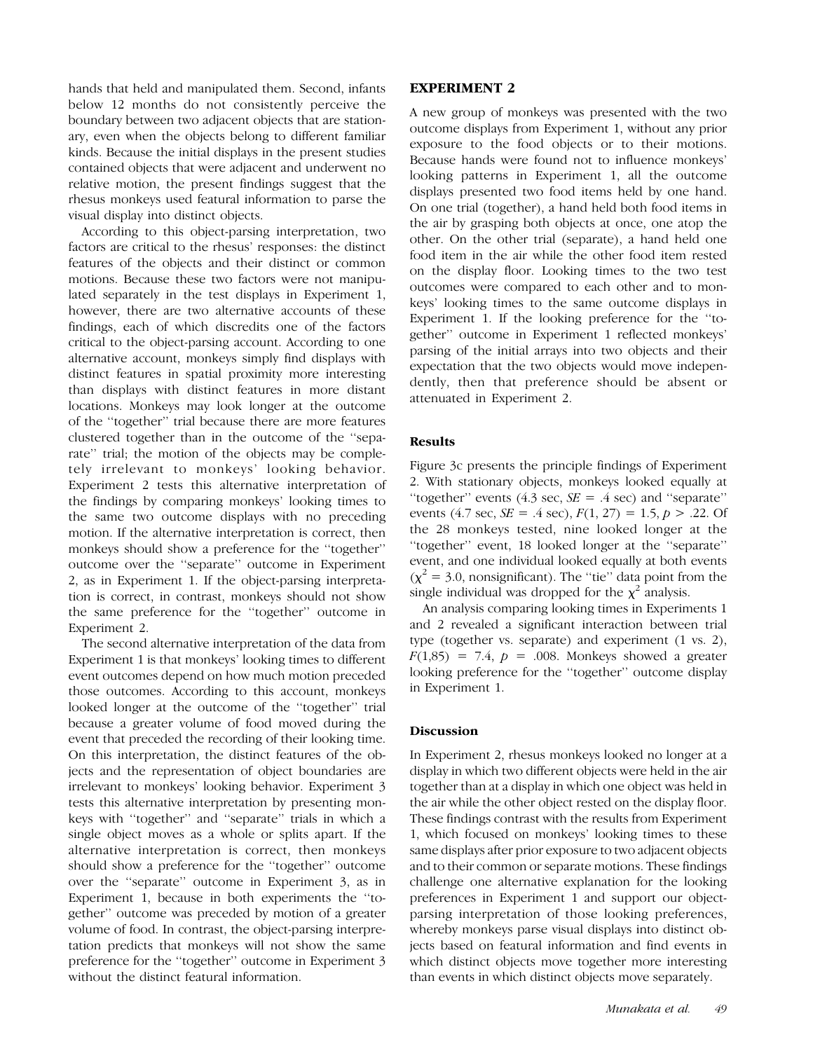hands that held and manipulated them. Second, infants below 12 months do not consistently perceive the boundary between two adjacent objects that are stationary, even when the objects belong to different familiar kinds. Because the initial displays in the present studies contained objects that were adjacent and underwent no relative motion, the present findings suggest that the rhesus monkeys used featural information to parse the visual display into distinct objects.

According to this object-parsing interpretation, two factors are critical to the rhesus' responses: the distinct features of the objects and their distinct or common motions. Because these two factors were not manipulated separately in the test displays in Experiment 1, however, there are two alternative accounts of these findings, each of which discredits one of the factors critical to the object-parsing account. According to one alternative account, monkeys simply find displays with distinct features in spatial proximity more interesting than displays with distinct features in more distant locations. Monkeys may look longer at the outcome of the ''together'' trial because there are more features clustered together than in the outcome of the ''separate'' trial; the motion of the objects may be completely irrelevant to monkeys' looking behavior. Experiment 2 tests this alternative interpretation of the findings by comparing monkeys' looking times to the same two outcome displays with no preceding motion. If the alternative interpretation is correct, then monkeys should show a preference for the ''together'' outcome over the ''separate'' outcome in Experiment 2, as in Experiment 1. If the object-parsing interpretation is correct, in contrast, monkeys should not show the same preference for the ''together'' outcome in Experiment 2.

The second alternative interpretation of the data from Experiment 1 is that monkeys' looking times to different event outcomes depend on how much motion preceded those outcomes. According to this account, monkeys looked longer at the outcome of the ''together'' trial because a greater volume of food moved during the event that preceded the recording of their looking time. On this interpretation, the distinct features of the objects and the representation of object boundaries are irrelevant to monkeys' looking behavior. Experiment 3 tests this alternative interpretation by presenting monkeys with ''together'' and ''separate'' trials in which a single object moves as a whole or splits apart. If the alternative interpretation is correct, then monkeys should show a preference for the ''together'' outcome over the ''separate'' outcome in Experiment 3, as in Experiment 1, because in both experiments the ''together'' outcome was preceded by motion of a greater volume of food. In contrast, the object-parsing interpretation predicts that monkeys will not show the same preference for the ''together'' outcome in Experiment 3 without the distinct featural information.

## EXPERIMENT 2

A new group of monkeys was presented with the two outcome displays from Experiment 1, without any prior exposure to the food objects or to their motions. Because hands were found not to influence monkeys' looking patterns in Experiment 1, all the outcome displays presented two food items held by one hand. On one trial (together), a hand held both food items in the air by grasping both objects at once, one atop the other. On the other trial (separate), a hand held one food item in the air while the other food item rested on the display floor. Looking times to the two test outcomes were compared to each other and to monkeys' looking times to the same outcome displays in Experiment 1. If the looking preference for the ''together'' outcome in Experiment 1 reflected monkeys' parsing of the initial arrays into two objects and their expectation that the two objects would move independently, then that preference should be absent or attenuated in Experiment 2.

### Results

Figure 3c presents the principle findings of Experiment 2. With stationary objects, monkeys looked equally at ''together'' events (4.3 sec, *SE* = .4 sec) and ''separate'' events (4.7 sec, *SE* = .4 sec), $F(1, 27) = 1.5$, $p > .22$. Of the 28 monkeys tested, nine looked longer at the ''together'' event, 18 looked longer at the ''separate'' event, and one individual looked equally at both events ($\chi^2 = 3.0$, nonsignificant). The ''tie'' data point from the single individual was dropped for the $\chi^2$ analysis.

An analysis comparing looking times in Experiments 1 and 2 revealed a significant interaction between trial type (together vs. separate) and experiment (1 vs. 2), $F(1,85) = 7.4$, $p = .008$. Monkeys showed a greater looking preference for the ''together'' outcome display in Experiment 1.

### Discussion

In Experiment 2, rhesus monkeys looked no longer at a display in which two different objects were held in the air together than at a display in which one object was held in the air while the other object rested on the display floor. These findings contrast with the results from Experiment 1, which focused on monkeys' looking times to these same displays after prior exposure to two adjacent objects and to their common or separate motions. These findings challenge one alternative explanation for the looking preferences in Experiment 1 and support our object-parsing interpretation of those looking preferences, whereby monkeys parse visual displays into distinct objects based on featural information and find events in which distinct objects move together more interesting than events in which distinct objects move separately.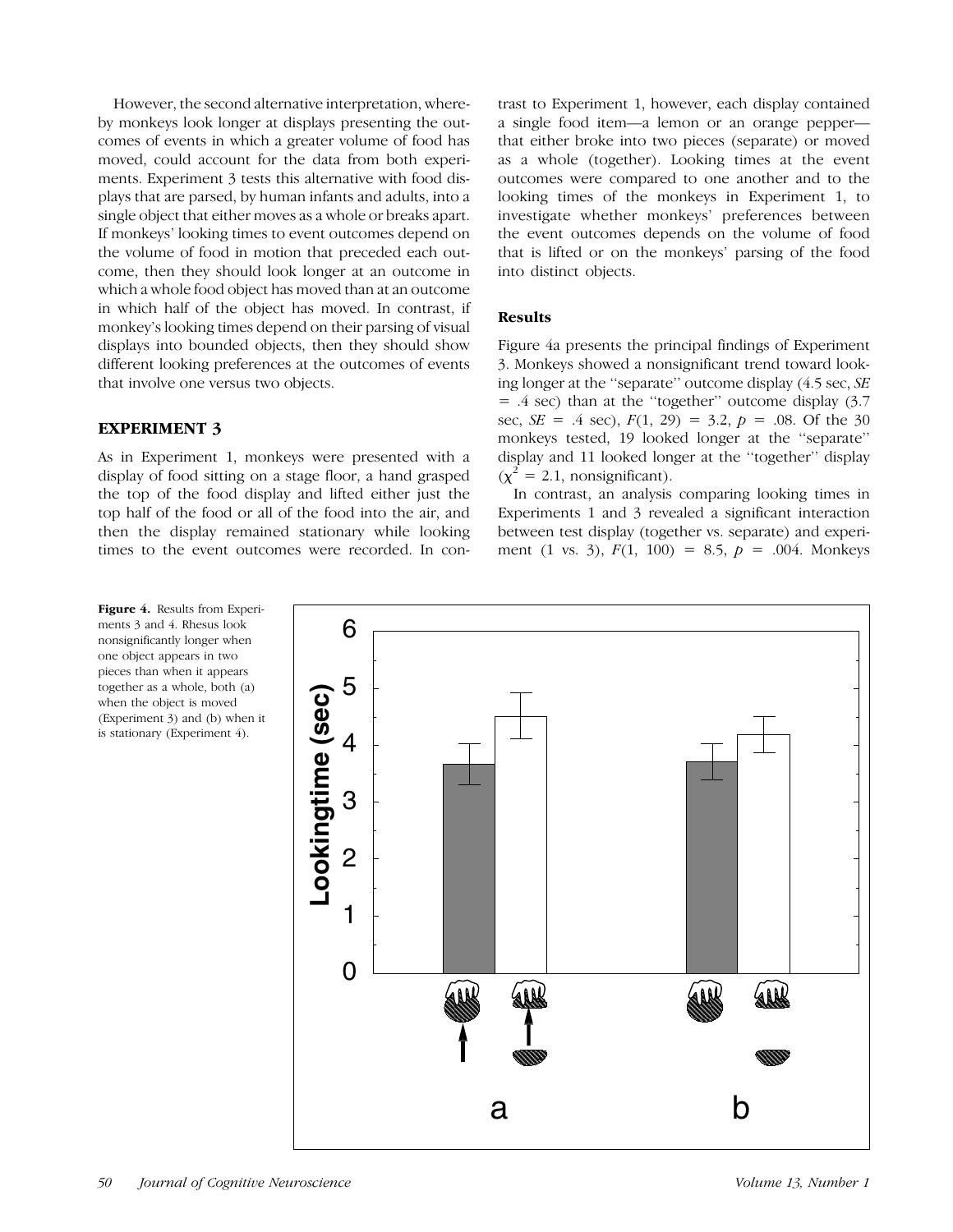However, the second alternative interpretation, whereby monkeys look longer at displays presenting the outcomes of events in which a greater volume of food has moved, could account for the data from both experiments. Experiment 3 tests this alternative with food displays that are parsed, by human infants and adults, into a single object that either moves as a whole or breaks apart. If monkeys' looking times to event outcomes depend on the volume of food in motion that preceded each outcome, then they should look longer at an outcome in which a whole food object has moved than at an outcome in which half of the object has moved. In contrast, if monkey's looking times depend on their parsing of visual displays into bounded objects, then they should show different looking preferences at the outcomes of events that involve one versus two objects.

## EXPERIMENT 3

As in Experiment 1, monkeys were presented with a display of food sitting on a stage floor, a hand grasped the top of the food display and lifted either just the top half of the food or all of the food into the air, and then the display remained stationary while looking times to the event outcomes were recorded. In contrast to Experiment 1, however, each display contained a single food item—a lemon or an orange pepper—that either broke into two pieces (separate) or moved as a whole (together). Looking times at the event outcomes were compared to one another and to the looking times of the monkeys in Experiment 1, to investigate whether monkeys' preferences between the event outcomes depends on the volume of food that is lifted or on the monkeys' parsing of the food into distinct objects.

### Results

Figure 4a presents the principal findings of Experiment 3. Monkeys showed a nonsignificant trend toward looking longer at the "separate" outcome display (4.5 sec, *SE* = .4 sec) than at the "together" outcome display (3.7 sec, *SE* = .4 sec), $F(1, 29) = 3.2$, $p = .08$. Of the 30 monkeys tested, 19 looked longer at the "separate" display and 11 looked longer at the "together" display ($\chi^2 = 2.1$, nonsignificant).

In contrast, an analysis comparing looking times in Experiments 1 and 3 revealed a significant interaction between test display (together vs. separate) and experiment (1 vs. 3), $F(1, 100) = 8.5$, $p = .004$. Monkeys

**Figure 4.** Results from Experiments 3 and 4. Rhesus look nonsignificantly longer when one object appears in two pieces than when it appears together as a whole, both (a) when the object is moved (Experiment 3) and (b) when it is stationary (Experiment 4).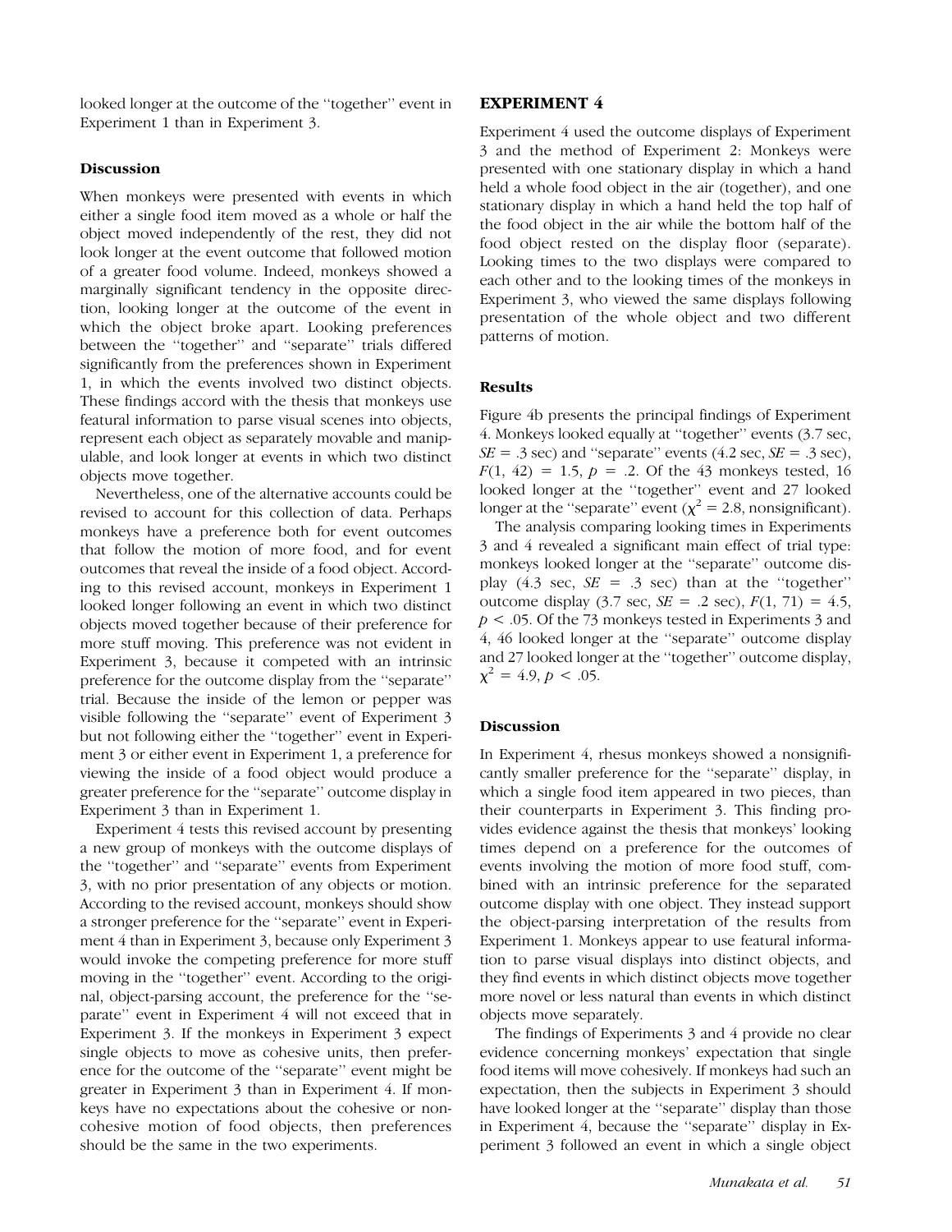looked longer at the outcome of the ''together'' event in Experiment 1 than in Experiment 3.

### Discussion

When monkeys were presented with events in which either a single food item moved as a whole or half the object moved independently of the rest, they did not look longer at the event outcome that followed motion of a greater food volume. Indeed, monkeys showed a marginally significant tendency in the opposite direction, looking longer at the outcome of the event in which the object broke apart. Looking preferences between the ''together'' and ''separate'' trials differed significantly from the preferences shown in Experiment 1, in which the events involved two distinct objects. These findings accord with the thesis that monkeys use featural information to parse visual scenes into objects, represent each object as separately movable and manipulable, and look longer at events in which two distinct objects move together.

Nevertheless, one of the alternative accounts could be revised to account for this collection of data. Perhaps monkeys have a preference both for event outcomes that follow the motion of more food, and for event outcomes that reveal the inside of a food object. According to this revised account, monkeys in Experiment 1 looked longer following an event in which two distinct objects moved together because of their preference for more stuff moving. This preference was not evident in Experiment 3, because it competed with an intrinsic preference for the outcome display from the ''separate'' trial. Because the inside of the lemon or pepper was visible following the ''separate'' event of Experiment 3 but not following either the ''together'' event in Experiment 3 or either event in Experiment 1, a preference for viewing the inside of a food object would produce a greater preference for the ''separate'' outcome display in Experiment 3 than in Experiment 1.

Experiment 4 tests this revised account by presenting a new group of monkeys with the outcome displays of the ''together'' and ''separate'' events from Experiment 3, with no prior presentation of any objects or motion. According to the revised account, monkeys should show a stronger preference for the ''separate'' event in Experiment 4 than in Experiment 3, because only Experiment 3 would invoke the competing preference for more stuff moving in the ''together'' event. According to the original, object-parsing account, the preference for the ''separate'' event in Experiment 4 will not exceed that in Experiment 3. If the monkeys in Experiment 3 expect single objects to move as cohesive units, then preference for the outcome of the ''separate'' event might be greater in Experiment 3 than in Experiment 4. If monkeys have no expectations about the cohesive or noncohesive motion of food objects, then preferences should be the same in the two experiments.

## EXPERIMENT 4

Experiment 4 used the outcome displays of Experiment 3 and the method of Experiment 2: Monkeys were presented with one stationary display in which a hand held a whole food object in the air (together), and one stationary display in which a hand held the top half of the food object in the air while the bottom half of the food object rested on the display floor (separate). Looking times to the two displays were compared to each other and to the looking times of the monkeys in Experiment 3, who viewed the same displays following presentation of the whole object and two different patterns of motion.

### Results

Figure 4b presents the principal findings of Experiment 4. Monkeys looked equally at ''together'' events (3.7 sec, *SE* = .3 sec) and ''separate'' events (4.2 sec, *SE* = .3 sec), $F(1, 42) = 1.5$, $p = .2$. Of the 43 monkeys tested, 16 looked longer at the ''together'' event and 27 looked longer at the ''separate'' event ($\chi^2 = 2.8$, nonsignificant).

The analysis comparing looking times in Experiments 3 and 4 revealed a significant main effect of trial type: monkeys looked longer at the ''separate'' outcome display (4.3 sec, *SE* = .3 sec) than at the ''together'' outcome display (3.7 sec, *SE* = .2 sec), $F(1, 71) = 4.5$, $p < .05$. Of the 73 monkeys tested in Experiments 3 and 4, 46 looked longer at the ''separate'' outcome display and 27 looked longer at the ''together'' outcome display, $\chi^2 = 4.9$, $p < .05$.

### Discussion

In Experiment 4, rhesus monkeys showed a nonsignificantly smaller preference for the ''separate'' display, in which a single food item appeared in two pieces, than their counterparts in Experiment 3. This finding provides evidence against the thesis that monkeys' looking times depend on a preference for the outcomes of events involving the motion of more food stuff, combined with an intrinsic preference for the separated outcome display with one object. They instead support the object-parsing interpretation of the results from Experiment 1. Monkeys appear to use featural information to parse visual displays into distinct objects, and they find events in which distinct objects move together more novel or less natural than events in which distinct objects move separately.

The findings of Experiments 3 and 4 provide no clear evidence concerning monkeys' expectation that single food items will move cohesively. If monkeys had such an expectation, then the subjects in Experiment 3 should have looked longer at the ''separate'' display than those in Experiment 4, because the ''separate'' display in Experiment 3 followed an event in which a single object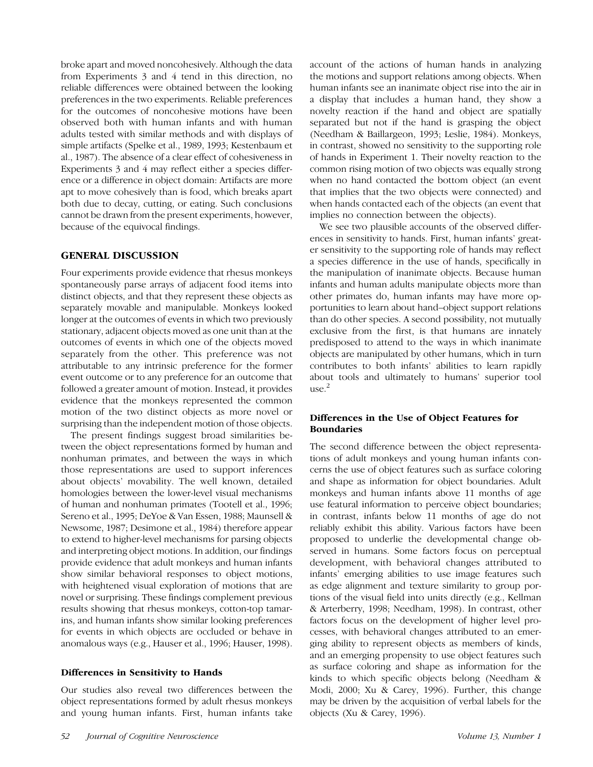broke apart and moved noncohesively. Although the data from Experiments 3 and 4 tend in this direction, no reliable differences were obtained between the looking preferences in the two experiments. Reliable preferences for the outcomes of noncohesive motions have been observed both with human infants and with human adults tested with similar methods and with displays of simple artifacts (Spelke et al., 1989, 1993; Kestenbaum et al., 1987). The absence of a clear effect of cohesiveness in Experiments 3 and 4 may reflect either a species difference or a difference in object domain: Artifacts are more apt to move cohesively than is food, which breaks apart both due to decay, cutting, or eating. Such conclusions cannot be drawn from the present experiments, however, because of the equivocal findings.

## GENERAL DISCUSSION

Four experiments provide evidence that rhesus monkeys spontaneously parse arrays of adjacent food items into distinct objects, and that they represent these objects as separately movable and manipulable. Monkeys looked longer at the outcomes of events in which two previously stationary, adjacent objects moved as one unit than at the outcomes of events in which one of the objects moved separately from the other. This preference was not attributable to any intrinsic preference for the former event outcome or to any preference for an outcome that followed a greater amount of motion. Instead, it provides evidence that the monkeys represented the common motion of the two distinct objects as more novel or surprising than the independent motion of those objects.

The present findings suggest broad similarities between the object representations formed by human and nonhuman primates, and between the ways in which those representations are used to support inferences about objects' movability. The well known, detailed homologies between the lower-level visual mechanisms of human and nonhuman primates (Tootell et al., 1996; Sereno et al., 1995; DeYoe & Van Essen, 1988; Maunsell & Newsome, 1987; Desimone et al., 1984) therefore appear to extend to higher-level mechanisms for parsing objects and interpreting object motions. In addition, our findings provide evidence that adult monkeys and human infants show similar behavioral responses to object motions, with heightened visual exploration of motions that are novel or surprising. These findings complement previous results showing that rhesus monkeys, cotton-top tamarins, and human infants show similar looking preferences for events in which objects are occluded or behave in anomalous ways (e.g., Hauser et al., 1996; Hauser, 1998).

### Differences in Sensitivity to Hands

Our studies also reveal two differences between the object representations formed by adult rhesus monkeys and young human infants. First, human infants take account of the actions of human hands in analyzing the motions and support relations among objects. When human infants see an inanimate object rise into the air in a display that includes a human hand, they show a novelty reaction if the hand and object are spatially separated but not if the hand is grasping the object (Needham & Baillargeon, 1993; Leslie, 1984). Monkeys, in contrast, showed no sensitivity to the supporting role of hands in Experiment 1. Their novelty reaction to the common rising motion of two objects was equally strong when no hand contacted the bottom object (an event that implies that the two objects were connected) and when hands contacted each of the objects (an event that implies no connection between the objects).

We see two plausible accounts of the observed differences in sensitivity to hands. First, human infants' greater sensitivity to the supporting role of hands may reflect a species difference in the use of hands, specifically in the manipulation of inanimate objects. Because human infants and human adults manipulate objects more than other primates do, human infants may have more opportunities to learn about hand–object support relations than do other species. A second possibility, not mutually exclusive from the first, is that humans are innately predisposed to attend to the ways in which inanimate objects are manipulated by other humans, which in turn contributes to both infants' abilities to learn rapidly about tools and ultimately to humans' superior tool use.[2]

### Differences in the Use of Object Features for Boundaries

The second difference between the object representations of adult monkeys and young human infants concerns the use of object features such as surface coloring and shape as information for object boundaries. Adult monkeys and human infants above 11 months of age use featural information to perceive object boundaries; in contrast, infants below 11 months of age do not reliably exhibit this ability. Various factors have been proposed to underlie the developmental change observed in humans. Some factors focus on perceptual development, with behavioral changes attributed to infants' emerging abilities to use image features such as edge alignment and texture similarity to group portions of the visual field into units directly (e.g., Kellman & Arterberry, 1998; Needham, 1998). In contrast, other factors focus on the development of higher level processes, with behavioral changes attributed to an emerging ability to represent objects as members of kinds, and an emerging propensity to use object features such as surface coloring and shape as information for the kinds to which specific objects belong (Needham & Modi, 2000; Xu & Carey, 1996). Further, this change may be driven by the acquisition of verbal labels for the objects (Xu & Carey, 1996).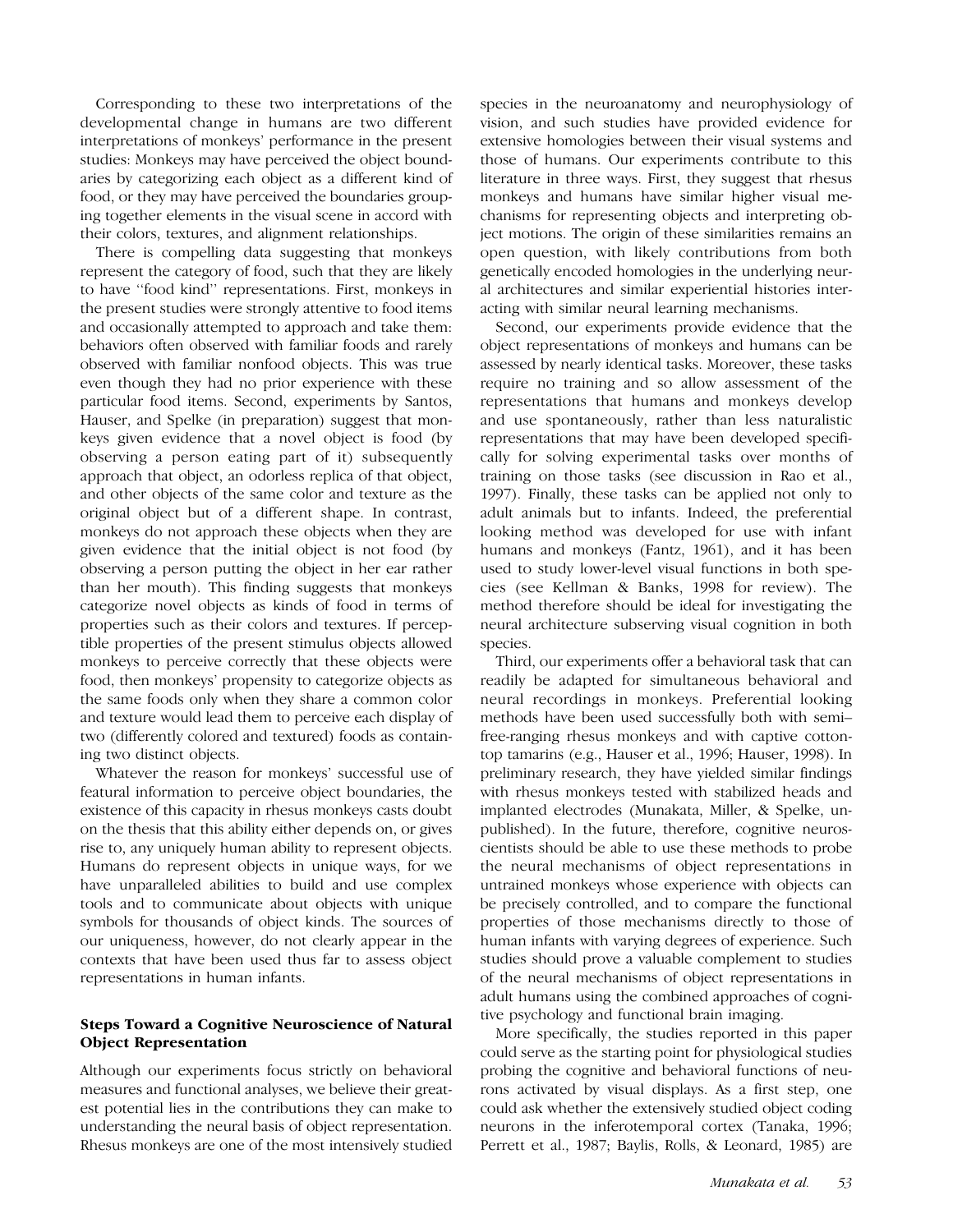Corresponding to these two interpretations of the developmental change in humans are two different interpretations of monkeys' performance in the present studies: Monkeys may have perceived the object boundaries by categorizing each object as a different kind of food, or they may have perceived the boundaries grouping together elements in the visual scene in accord with their colors, textures, and alignment relationships.

There is compelling data suggesting that monkeys represent the category of food, such that they are likely to have "food kind" representations. First, monkeys in the present studies were strongly attentive to food items and occasionally attempted to approach and take them: behaviors often observed with familiar foods and rarely observed with familiar nonfood objects. This was true even though they had no prior experience with these particular food items. Second, experiments by Santos, Hauser, and Spelke (in preparation) suggest that monkeys given evidence that a novel object is food (by observing a person eating part of it) subsequently approach that object, an odorless replica of that object, and other objects of the same color and texture as the original object but of a different shape. In contrast, monkeys do not approach these objects when they are given evidence that the initial object is not food (by observing a person putting the object in her ear rather than her mouth). This finding suggests that monkeys categorize novel objects as kinds of food in terms of properties such as their colors and textures. If perceptible properties of the present stimulus objects allowed monkeys to perceive correctly that these objects were food, then monkeys' propensity to categorize objects as the same foods only when they share a common color and texture would lead them to perceive each display of two (differently colored and textured) foods as containing two distinct objects.

Whatever the reason for monkeys' successful use of featural information to perceive object boundaries, the existence of this capacity in rhesus monkeys casts doubt on the thesis that this ability either depends on, or gives rise to, any uniquely human ability to represent objects. Humans do represent objects in unique ways, for we have unparalleled abilities to build and use complex tools and to communicate about objects with unique symbols for thousands of object kinds. The sources of our uniqueness, however, do not clearly appear in the contexts that have been used thus far to assess object representations in human infants.

## Steps Toward a Cognitive Neuroscience of Natural Object Representation

Although our experiments focus strictly on behavioral measures and functional analyses, we believe their greatest potential lies in the contributions they can make to understanding the neural basis of object representation. Rhesus monkeys are one of the most intensively studied species in the neuroanatomy and neurophysiology of vision, and such studies have provided evidence for extensive homologies between their visual systems and those of humans. Our experiments contribute to this literature in three ways. First, they suggest that rhesus monkeys and humans have similar higher visual mechanisms for representing objects and interpreting object motions. The origin of these similarities remains an open question, with likely contributions from both genetically encoded homologies in the underlying neural architectures and similar experiential histories interacting with similar neural learning mechanisms.

Second, our experiments provide evidence that the object representations of monkeys and humans can be assessed by nearly identical tasks. Moreover, these tasks require no training and so allow assessment of the representations that humans and monkeys develop and use spontaneously, rather than less naturalistic representations that may have been developed specifically for solving experimental tasks over months of training on those tasks (see discussion in Rao et al., 1997). Finally, these tasks can be applied not only to adult animals but to infants. Indeed, the preferential looking method was developed for use with infant humans and monkeys (Fantz, 1961), and it has been used to study lower-level visual functions in both species (see Kellman & Banks, 1998 for review). The method therefore should be ideal for investigating the neural architecture subserving visual cognition in both species.

Third, our experiments offer a behavioral task that can readily be adapted for simultaneous behavioral and neural recordings in monkeys. Preferential looking methods have been used successfully both with semi–free-ranging rhesus monkeys and with captive cotton-top tamarins (e.g., Hauser et al., 1996; Hauser, 1998). In preliminary research, they have yielded similar findings with rhesus monkeys tested with stabilized heads and implanted electrodes (Munakata, Miller, & Spelke, unpublished). In the future, therefore, cognitive neuroscientists should be able to use these methods to probe the neural mechanisms of object representations in untrained monkeys whose experience with objects can be precisely controlled, and to compare the functional properties of those mechanisms directly to those of human infants with varying degrees of experience. Such studies should prove a valuable complement to studies of the neural mechanisms of object representations in adult humans using the combined approaches of cognitive psychology and functional brain imaging.

More specifically, the studies reported in this paper could serve as the starting point for physiological studies probing the cognitive and behavioral functions of neurons activated by visual displays. As a first step, one could ask whether the extensively studied object coding neurons in the inferotemporal cortex (Tanaka, 1996; Perrett et al., 1987; Baylis, Rolls, & Leonard, 1985) are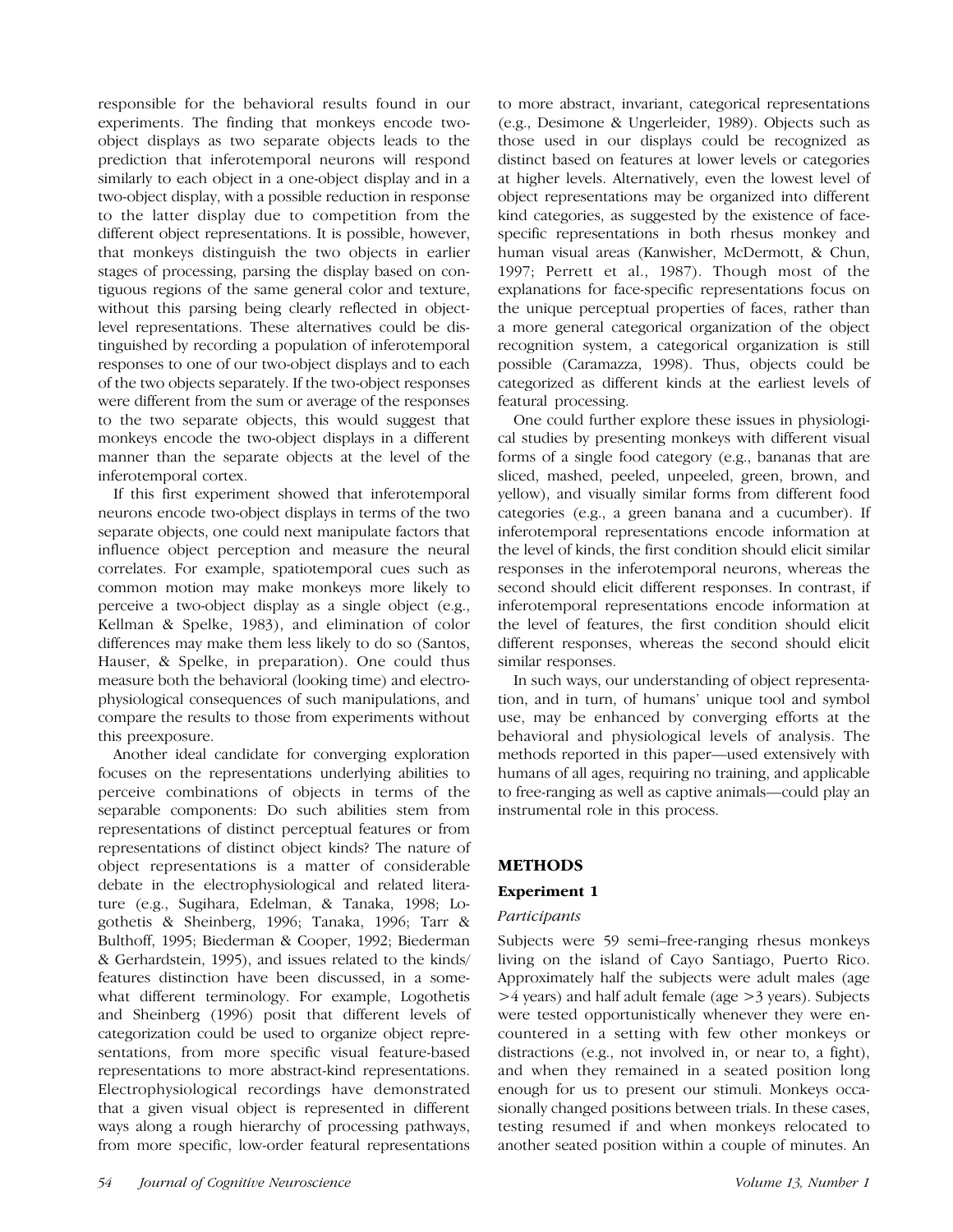responsible for the behavioral results found in our experiments. The finding that monkeys encode two-object displays as two separate objects leads to the prediction that inferotemporal neurons will respond similarly to each object in a one-object display and in a two-object display, with a possible reduction in response to the latter display due to competition from the different object representations. It is possible, however, that monkeys distinguish the two objects in earlier stages of processing, parsing the display based on contiguous regions of the same general color and texture, without this parsing being clearly reflected in object-level representations. These alternatives could be distinguished by recording a population of inferotemporal responses to one of our two-object displays and to each of the two objects separately. If the two-object responses were different from the sum or average of the responses to the two separate objects, this would suggest that monkeys encode the two-object displays in a different manner than the separate objects at the level of the inferotemporal cortex.

If this first experiment showed that inferotemporal neurons encode two-object displays in terms of the two separate objects, one could next manipulate factors that influence object perception and measure the neural correlates. For example, spatiotemporal cues such as common motion may make monkeys more likely to perceive a two-object display as a single object (e.g., Kellman & Spelke, 1983), and elimination of color differences may make them less likely to do so (Santos, Hauser, & Spelke, in preparation). One could thus measure both the behavioral (looking time) and electrophysiological consequences of such manipulations, and compare the results to those from experiments without this preexposure.

Another ideal candidate for converging exploration focuses on the representations underlying abilities to perceive combinations of objects in terms of the separable components: Do such abilities stem from representations of distinct perceptual features or from representations of distinct object kinds? The nature of object representations is a matter of considerable debate in the electrophysiological and related literature (e.g., Sugihara, Edelman, & Tanaka, 1998; Logothetis & Sheinberg, 1996; Tanaka, 1996; Tarr & Bulthoff, 1995; Biederman & Cooper, 1992; Biederman & Gerhardstein, 1995), and issues related to the kinds/features distinction have been discussed, in a somewhat different terminology. For example, Logothetis and Sheinberg (1996) posit that different levels of categorization could be used to organize object representations, from more specific visual feature-based representations to more abstract-kind representations. Electrophysiological recordings have demonstrated that a given visual object is represented in different ways along a rough hierarchy of processing pathways, from more specific, low-order featural representations to more abstract, invariant, categorical representations (e.g., Desimone & Ungerleider, 1989). Objects such as those used in our displays could be recognized as distinct based on features at lower levels or categories at higher levels. Alternatively, even the lowest level of object representations may be organized into different kind categories, as suggested by the existence of face-specific representations in both rhesus monkey and human visual areas (Kanwisher, McDermott, & Chun, 1997; Perrett et al., 1987). Though most of the explanations for face-specific representations focus on the unique perceptual properties of faces, rather than a more general categorical organization of the object recognition system, a categorical organization is still possible (Caramazza, 1998). Thus, objects could be categorized as different kinds at the earliest levels of featural processing.

One could further explore these issues in physiological studies by presenting monkeys with different visual forms of a single food category (e.g., bananas that are sliced, mashed, peeled, unpeeled, green, brown, and yellow), and visually similar forms from different food categories (e.g., a green banana and a cucumber). If inferotemporal representations encode information at the level of kinds, the first condition should elicit similar responses in the inferotemporal neurons, whereas the second should elicit different responses. In contrast, if inferotemporal representations encode information at the level of features, the first condition should elicit different responses, whereas the second should elicit similar responses.

In such ways, our understanding of object representation, and in turn, of humans' unique tool and symbol use, may be enhanced by converging efforts at the behavioral and physiological levels of analysis. The methods reported in this paper—used extensively with humans of all ages, requiring no training, and applicable to free-ranging as well as captive animals—could play an instrumental role in this process.

## METHODS

### Experiment 1

#### *Participants*

Subjects were 59 semi–free-ranging rhesus monkeys living on the island of Cayo Santiago, Puerto Rico. Approximately half the subjects were adult males (age >4 years) and half adult female (age >3 years). Subjects were tested opportunistically whenever they were encountered in a setting with few other monkeys or distractions (e.g., not involved in, or near to, a fight), and when they remained in a seated position long enough for us to present our stimuli. Monkeys occasionally changed positions between trials. In these cases, testing resumed if and when monkeys relocated to another seated position within a couple of minutes. An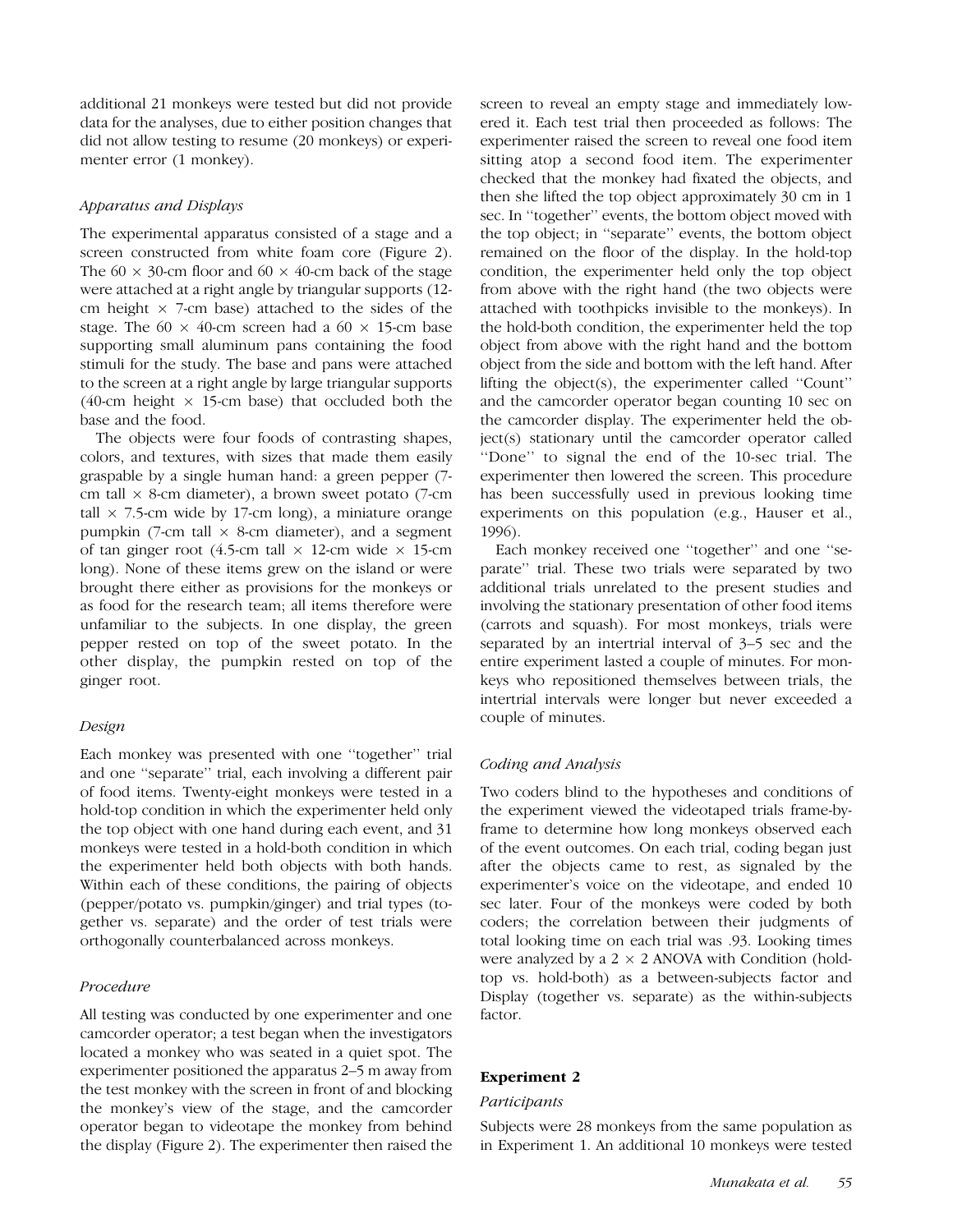additional 21 monkeys were tested but did not provide data for the analyses, due to either position changes that did not allow testing to resume (20 monkeys) or experimenter error (1 monkey).

### *Apparatus and Displays*

The experimental apparatus consisted of a stage and a screen constructed from white foam core (Figure 2). The 60 × 30-cm floor and 60 × 40-cm back of the stage were attached at a right angle by triangular supports (12-cm height × 7-cm base) attached to the sides of the stage. The 60 × 40-cm screen had a 60 × 15-cm base supporting small aluminum pans containing the food stimuli for the study. The base and pans were attached to the screen at a right angle by large triangular supports (40-cm height × 15-cm base) that occluded both the base and the food.

The objects were four foods of contrasting shapes, colors, and textures, with sizes that made them easily graspable by a single human hand: a green pepper (7-cm tall × 8-cm diameter), a brown sweet potato (7-cm tall × 7.5-cm wide by 17-cm long), a miniature orange pumpkin (7-cm tall × 8-cm diameter), and a segment of tan ginger root (4.5-cm tall × 12-cm wide × 15-cm long). None of these items grew on the island or were brought there either as provisions for the monkeys or as food for the research team; all items therefore were unfamiliar to the subjects. In one display, the green pepper rested on top of the sweet potato. In the other display, the pumpkin rested on top of the ginger root.

### *Design*

Each monkey was presented with one ''together'' trial and one ''separate'' trial, each involving a different pair of food items. Twenty-eight monkeys were tested in a hold-top condition in which the experimenter held only the top object with one hand during each event, and 31 monkeys were tested in a hold-both condition in which the experimenter held both objects with both hands. Within each of these conditions, the pairing of objects (pepper/potato vs. pumpkin/ginger) and trial types (together vs. separate) and the order of test trials were orthogonally counterbalanced across monkeys.

### *Procedure*

All testing was conducted by one experimenter and one camcorder operator; a test began when the investigators located a monkey who was seated in a quiet spot. The experimenter positioned the apparatus 2–5 m away from the test monkey with the screen in front of and blocking the monkey's view of the stage, and the camcorder operator began to videotape the monkey from behind the display (Figure 2). The experimenter then raised the screen to reveal an empty stage and immediately lowered it. Each test trial then proceeded as follows: The experimenter raised the screen to reveal one food item sitting atop a second food item. The experimenter checked that the monkey had fixated the objects, and then she lifted the top object approximately 30 cm in 1 sec. In ''together'' events, the bottom object moved with the top object; in ''separate'' events, the bottom object remained on the floor of the display. In the hold-top condition, the experimenter held only the top object from above with the right hand (the two objects were attached with toothpicks invisible to the monkeys). In the hold-both condition, the experimenter held the top object from above with the right hand and the bottom object from the side and bottom with the left hand. After lifting the object(s), the experimenter called ''Count'' and the camcorder operator began counting 10 sec on the camcorder display. The experimenter held the object(s) stationary until the camcorder operator called ''Done'' to signal the end of the 10-sec trial. The experimenter then lowered the screen. This procedure has been successfully used in previous looking time experiments on this population (e.g., Hauser et al., 1996).

Each monkey received one ''together'' and one ''separate'' trial. These two trials were separated by two additional trials unrelated to the present studies and involving the stationary presentation of other food items (carrots and squash). For most monkeys, trials were separated by an intertrial interval of 3–5 sec and the entire experiment lasted a couple of minutes. For monkeys who repositioned themselves between trials, the intertrial intervals were longer but never exceeded a couple of minutes.

### *Coding and Analysis*

Two coders blind to the hypotheses and conditions of the experiment viewed the videotaped trials frame-by-frame to determine how long monkeys observed each of the event outcomes. On each trial, coding began just after the objects came to rest, as signaled by the experimenter's voice on the videotape, and ended 10 sec later. Four of the monkeys were coded by both coders; the correlation between their judgments of total looking time on each trial was .93. Looking times were analyzed by a 2 × 2 ANOVA with Condition (hold-top vs. hold-both) as a between-subjects factor and Display (together vs. separate) as the within-subjects factor.

## **Experiment 2**

### *Participants*

Subjects were 28 monkeys from the same population as in Experiment 1. An additional 10 monkeys were tested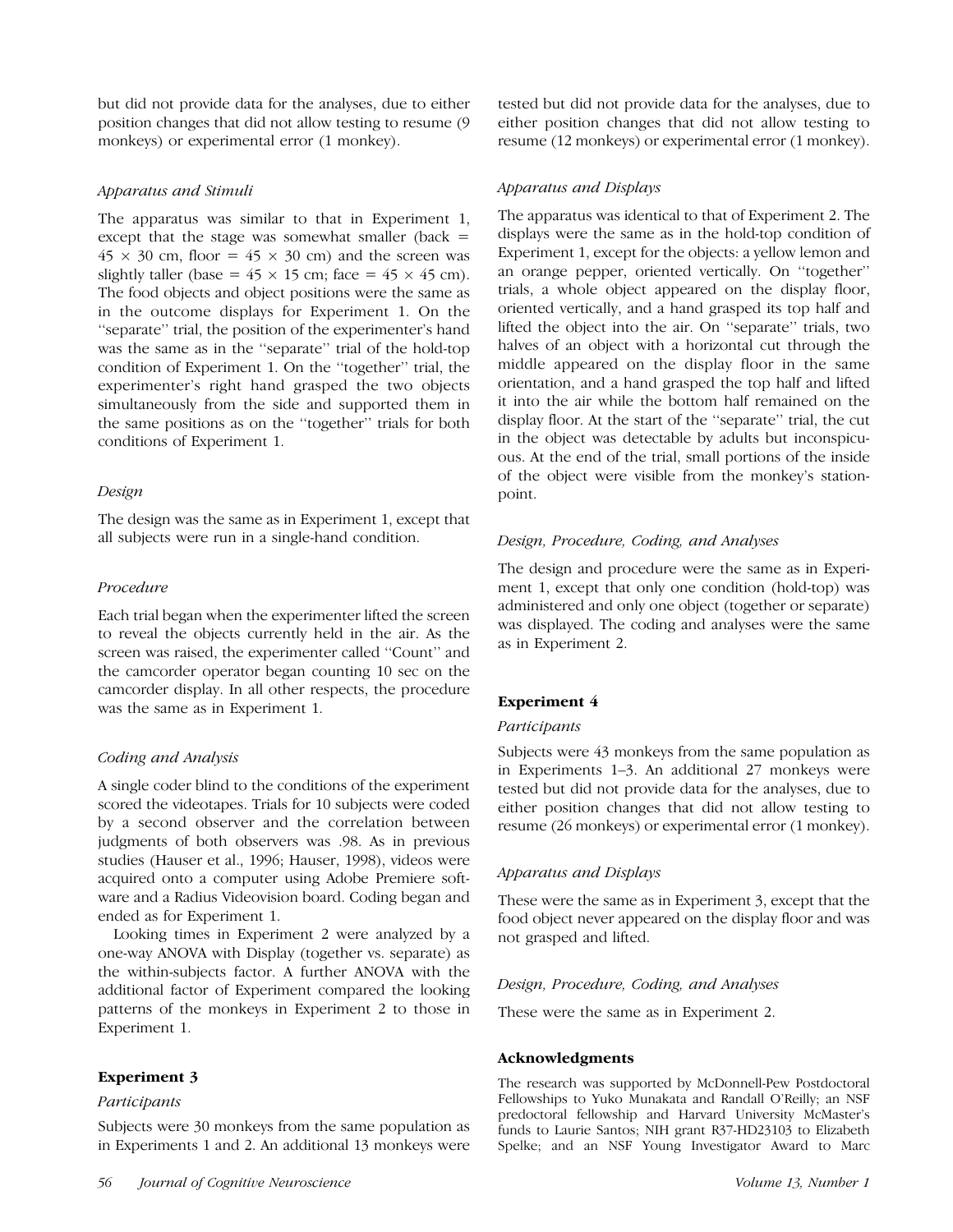but did not provide data for the analyses, due to either position changes that did not allow testing to resume (9 monkeys) or experimental error (1 monkey).

### *Apparatus and Stimuli*

The apparatus was similar to that in Experiment 1, except that the stage was somewhat smaller (back = $45 \times 30$ cm, floor = $45 \times 30$ cm) and the screen was slightly taller (base = $45 \times 15$ cm; face = $45 \times 45$ cm). The food objects and object positions were the same as in the outcome displays for Experiment 1. On the "separate" trial, the position of the experimenter's hand was the same as in the "separate" trial of the hold-top condition of Experiment 1. On the "together" trial, the experimenter's right hand grasped the two objects simultaneously from the side and supported them in the same positions as on the "together" trials for both conditions of Experiment 1.

### *Design*

The design was the same as in Experiment 1, except that all subjects were run in a single-hand condition.

### *Procedure*

Each trial began when the experimenter lifted the screen to reveal the objects currently held in the air. As the screen was raised, the experimenter called "Count" and the camcorder operator began counting 10 sec on the camcorder display. In all other respects, the procedure was the same as in Experiment 1.

### *Coding and Analysis*

A single coder blind to the conditions of the experiment scored the videotapes. Trials for 10 subjects were coded by a second observer and the correlation between judgments of both observers was .98. As in previous studies (Hauser et al., 1996; Hauser, 1998), videos were acquired onto a computer using Adobe Premiere software and a Radius Videovision board. Coding began and ended as for Experiment 1.

Looking times in Experiment 2 were analyzed by a one-way ANOVA with Display (together vs. separate) as the within-subjects factor. A further ANOVA with the additional factor of Experiment compared the looking patterns of the monkeys in Experiment 2 to those in Experiment 1.

## **Experiment 3**

### *Participants*

Subjects were 30 monkeys from the same population as in Experiments 1 and 2. An additional 13 monkeys were tested but did not provide data for the analyses, due to either position changes that did not allow testing to resume (12 monkeys) or experimental error (1 monkey).

### *Apparatus and Displays*

The apparatus was identical to that of Experiment 2. The displays were the same as in the hold-top condition of Experiment 1, except for the objects: a yellow lemon and an orange pepper, oriented vertically. On "together" trials, a whole object appeared on the display floor, oriented vertically, and a hand grasped its top half and lifted the object into the air. On "separate" trials, two halves of an object with a horizontal cut through the middle appeared on the display floor in the same orientation, and a hand grasped the top half and lifted it into the air while the bottom half remained on the display floor. At the start of the "separate" trial, the cut in the object was detectable by adults but inconspicuous. At the end of the trial, small portions of the inside of the object were visible from the monkey's station-point.

### *Design, Procedure, Coding, and Analyses*

The design and procedure were the same as in Experiment 1, except that only one condition (hold-top) was administered and only one object (together or separate) was displayed. The coding and analyses were the same as in Experiment 2.

## **Experiment 4**

### *Participants*

Subjects were 43 monkeys from the same population as in Experiments 1–3. An additional 27 monkeys were tested but did not provide data for the analyses, due to either position changes that did not allow testing to resume (26 monkeys) or experimental error (1 monkey).

### *Apparatus and Displays*

These were the same as in Experiment 3, except that the food object never appeared on the display floor and was not grasped and lifted.

### *Design, Procedure, Coding, and Analyses*

These were the same as in Experiment 2.

## **Acknowledgments**

The research was supported by McDonnell-Pew Postdoctoral Fellowships to Yuko Munakata and Randall O'Reilly; an NSF predoctoral fellowship and Harvard University McMaster's funds to Laurie Santos; NIH grant R37-HD23103 to Elizabeth Spelke; and an NSF Young Investigator Award to Marc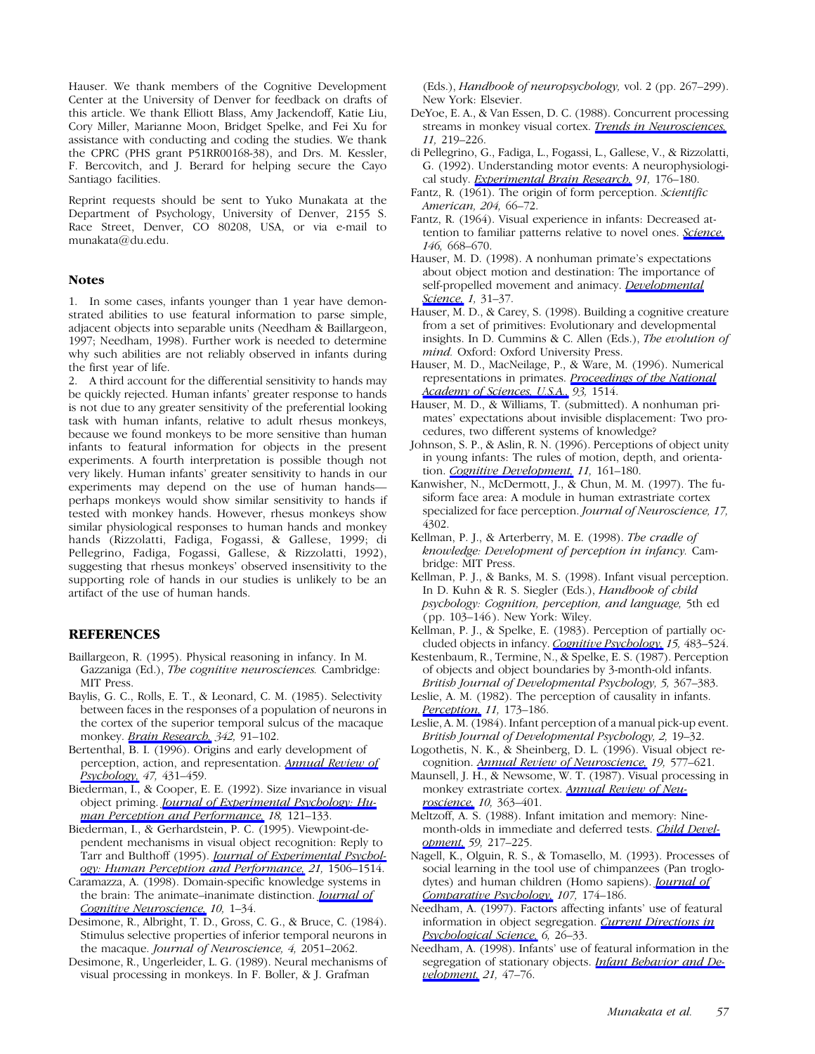Hauser. We thank members of the Cognitive Development Center at the University of Denver for feedback on drafts of this article. We thank Elliott Blass, Amy Jackendoff, Katie Liu, Cory Miller, Marianne Moon, Bridget Spelke, and Fei Xu for assistance with conducting and coding the studies. We thank the CPRC (PHS grant P51RR00168-38), and Drs. M. Kessler, F. Bercovitch, and J. Berard for helping secure the Cayo Santiago facilities.

Reprint requests should be sent to Yuko Munakata at the Department of Psychology, University of Denver, 2155 S. Race Street, Denver, CO 80208, USA, or via e-mail to munakata@du.edu.

### Notes

1. In some cases, infants younger than 1 year have demonstrated abilities to use featural information to parse simple, adjacent objects into separable units (Needham & Baillargeon, 1997; Needham, 1998). Further work is needed to determine why such abilities are not reliably observed in infants during the first year of life.
2. A third account for the differential sensitivity to hands may be quickly rejected. Human infants' greater response to hands is not due to any greater sensitivity of the preferential looking task with human infants, relative to adult rhesus monkeys, because we found monkeys to be more sensitive than human infants to featural information for objects in the present experiments. A fourth interpretation is possible though not very likely. Human infants' greater sensitivity to hands in our experiments may depend on the use of human hands—perhaps monkeys would show similar sensitivity to hands if tested with monkey hands. However, rhesus monkeys show similar physiological responses to human hands and monkey hands (Rizzolatti, Fadiga, Fogassi, & Gallese, 1999; di Pellegrino, Fadiga, Fogassi, Gallese, & Rizzolatti, 1992), suggesting that rhesus monkeys' observed insensitivity to the supporting role of hands in our studies is unlikely to be an artifact of the use of human hands.

## REFERENCES

Baillargeon, R. (1995). Physical reasoning in infancy. In M. Gazzaniga (Ed.), *The cognitive neurosciences.* Cambridge: MIT Press.

Baylis, G. C., Rolls, E. T., & Leonard, C. M. (1985). Selectivity between faces in the responses of a population of neurons in the cortex of the superior temporal sulcus of the macaque monkey. *Brain Research, 342,* 91–102.

Bertenthal, B. I. (1996). Origins and early development of perception, action, and representation. *Annual Review of Psychology, 47,* 431–459.

Biederman, I., & Cooper, E. E. (1992). Size invariance in visual object priming. *Journal of Experimental Psychology: Human Perception and Performance, 18,* 121–133.

Biederman, I., & Gerhardstein, P. C. (1995). Viewpoint-dependent mechanisms in visual object recognition: Reply to Tarr and Bulthoff (1995). *Journal of Experimental Psychology: Human Perception and Performance, 21,* 1506–1514.

Caramazza, A. (1998). Domain-specific knowledge systems in the brain: The animate–inanimate distinction. *Journal of Cognitive Neuroscience, 10,* 1–34.

Desimone, R., Albright, T. D., Gross, C. G., & Bruce, C. (1984). Stimulus selective properties of inferior temporal neurons in the macaque. *Journal of Neuroscience, 4,* 2051–2062.

Desimone, R., Ungerleider, L. G. (1989). Neural mechanisms of visual processing in monkeys. In F. Boller, & J. Grafman (Eds.), *Handbook of neuropsychology,* vol. 2 (pp. 267–299). New York: Elsevier.

DeYoe, E. A., & Van Essen, D. C. (1988). Concurrent processing streams in monkey visual cortex. *Trends in Neurosciences, 11,* 219–226.

di Pellegrino, G., Fadiga, L., Fogassi, L., Gallese, V., & Rizzolatti, G. (1992). Understanding motor events: A neurophysiological study. *Experimental Brain Research, 91,* 176–180.

Fantz, R. (1961). The origin of form perception. *Scientific American, 204,* 66–72.

Fantz, R. (1964). Visual experience in infants: Decreased attention to familiar patterns relative to novel ones. *Science, 146,* 668–670.

Hauser, M. D. (1998). A nonhuman primate's expectations about object motion and destination: The importance of self-propelled movement and animacy. *Developmental Science, 1,* 31–37.

Hauser, M. D., & Carey, S. (1998). Building a cognitive creature from a set of primitives: Evolutionary and developmental insights. In D. Cummins & C. Allen (Eds.), *The evolution of mind.* Oxford: Oxford University Press.

Hauser, M. D., MacNeilage, P., & Ware, M. (1996). Numerical representations in primates. *Proceedings of the National Academy of Sciences, U.S.A., 93,* 1514.

Hauser, M. D., & Williams, T. (submitted). A nonhuman primates' expectations about invisible displacement: Two procedures, two different systems of knowledge?

Johnson, S. P., & Aslin, R. N. (1996). Perceptions of object unity in young infants: The rules of motion, depth, and orientation. *Cognitive Development, 11,* 161–180.

Kanwisher, N., McDermott, J., & Chun, M. M. (1997). The fusiform face area: A module in human extrastriate cortex specialized for face perception. *Journal of Neuroscience, 17,* 4302.

Kellman, P. J., & Arterberry, M. E. (1998). *The cradle of knowledge: Development of perception in infancy.* Cambridge: MIT Press.

Kellman, P. J., & Banks, M. S. (1998). Infant visual perception. In D. Kuhn & R. S. Siegler (Eds.), *Handbook of child psychology: Cognition, perception, and language,* 5th ed (pp. 103–146). New York: Wiley.

Kellman, P. J., & Spelke, E. (1983). Perception of partially occluded objects in infancy. *Cognitive Psychology, 15,* 483–524.

Kestenbaum, R., Termine, N., & Spelke, E. S. (1987). Perception of objects and object boundaries by 3-month-old infants. *British Journal of Developmental Psychology, 5,* 367–383.

Leslie, A. M. (1982). The perception of causality in infants. *Perception, 11,* 173–186.

Leslie, A. M. (1984). Infant perception of a manual pick-up event. *British Journal of Developmental Psychology, 2,* 19–32.

Logothetis, N. K., & Sheinberg, D. L. (1996). Visual object recognition. *Annual Review of Neuroscience, 19,* 577–621.

Maunsell, J. H., & Newsome, W. T. (1987). Visual processing in monkey extrastriate cortex. *Annual Review of Neuroscience, 10,* 363–401.

Meltzoff, A. S. (1988). Infant imitation and memory: Nine-month-olds in immediate and deferred tests. *Child Development, 59,* 217–225.

Nagell, K., Olguin, R. S., & Tomasello, M. (1993). Processes of social learning in the tool use of chimpanzees (Pan troglodytes) and human children (Homo sapiens). *Journal of Comparative Psychology, 107,* 174–186.

Needham, A. (1997). Factors affecting infants' use of featural information in object segregation. *Current Directions in Psychological Science, 6,* 26–33.

Needham, A. (1998). Infants' use of featural information in the segregation of stationary objects. *Infant Behavior and Development, 21,* 47–76.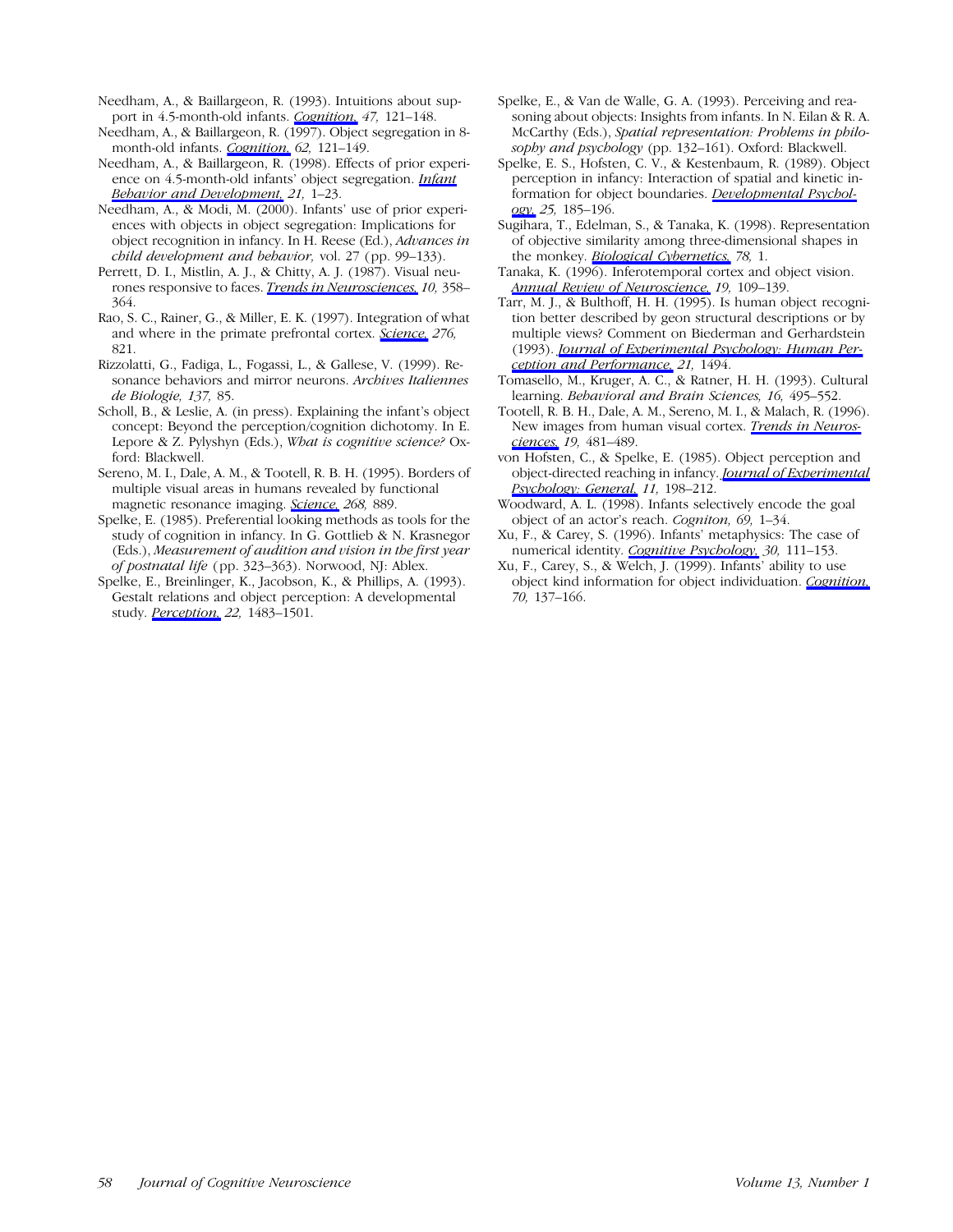Needham, A., & Baillargeon, R. (1993). Intuitions about support in 4.5-month-old infants. *Cognition, 47,* 121–148.

Needham, A., & Baillargeon, R. (1997). Object segregation in 8-month-old infants. *Cognition, 62,* 121–149.

Needham, A., & Baillargeon, R. (1998). Effects of prior experience on 4.5-month-old infants' object segregation. *Infant Behavior and Development, 21,* 1–23.

Needham, A., & Modi, M. (2000). Infants' use of prior experiences with objects in object segregation: Implications for object recognition in infancy. In H. Reese (Ed.), *Advances in child development and behavior,* vol. 27 (pp. 99–133).

Perrett, D. I., Mistlin, A. J., & Chitty, A. J. (1987). Visual neurones responsive to faces. *Trends in Neurosciences, 10,* 358–364.

Rao, S. C., Rainer, G., & Miller, E. K. (1997). Integration of what and where in the primate prefrontal cortex. *Science, 276,* 821.

Rizzolatti, G., Fadiga, L., Fogassi, L., & Gallese, V. (1999). Resonance behaviors and mirror neurons. *Archives Italiennes de Biologie, 137,* 85.

Scholl, B., & Leslie, A. (in press). Explaining the infant's object concept: Beyond the perception/cognition dichotomy. In E. Lepore & Z. Pylyshyn (Eds.), *What is cognitive science?* Oxford: Blackwell.

Sereno, M. I., Dale, A. M., & Tootell, R. B. H. (1995). Borders of multiple visual areas in humans revealed by functional magnetic resonance imaging. *Science, 268,* 889.

Spelke, E. (1985). Preferential looking methods as tools for the study of cognition in infancy. In G. Gottlieb & N. Krasnegor (Eds.), *Measurement of audition and vision in the first year of postnatal life* (pp. 323–363). Norwood, NJ: Ablex.

Spelke, E., Breinlinger, K., Jacobson, K., & Phillips, A. (1993). Gestalt relations and object perception: A developmental study. *Perception, 22,* 1483–1501.

Spelke, E., & Van de Walle, G. A. (1993). Perceiving and reasoning about objects: Insights from infants. In N. Eilan & R. A. McCarthy (Eds.), *Spatial representation: Problems in philosophy and psychology* (pp. 132–161). Oxford: Blackwell.

Spelke, E. S., Hofsten, C. V., & Kestenbaum, R. (1989). Object perception in infancy: Interaction of spatial and kinetic information for object boundaries. *Developmental Psychology, 25,* 185–196.

Sugihara, T., Edelman, S., & Tanaka, K. (1998). Representation of objective similarity among three-dimensional shapes in the monkey. *Biological Cybernetics, 78,* 1.

Tanaka, K. (1996). Inferotemporal cortex and object vision. *Annual Review of Neuroscience, 19,* 109–139.

Tarr, M. J., & Bulthoff, H. H. (1995). Is human object recognition better described by geon structural descriptions or by multiple views? Comment on Biederman and Gerhardstein (1993). *Journal of Experimental Psychology: Human Perception and Performance, 21,* 1494.

Tomasello, M., Kruger, A. C., & Ratner, H. H. (1993). Cultural learning. *Behavioral and Brain Sciences, 16,* 495–552.

Tootell, R. B. H., Dale, A. M., Sereno, M. I., & Malach, R. (1996). New images from human visual cortex. *Trends in Neurosciences, 19,* 481–489.

von Hofsten, C., & Spelke, E. (1985). Object perception and object-directed reaching in infancy. *Journal of Experimental Psychology: General, 11,* 198–212.

Woodward, A. L. (1998). Infants selectively encode the goal object of an actor's reach. *Cogniton, 69,* 1–34.

Xu, F., & Carey, S. (1996). Infants' metaphysics: The case of numerical identity. *Cognitive Psychology, 30,* 111–153.

Xu, F., Carey, S., & Welch, J. (1999). Infants' ability to use object kind information for object individuation. *Cognition, 70,* 137–166.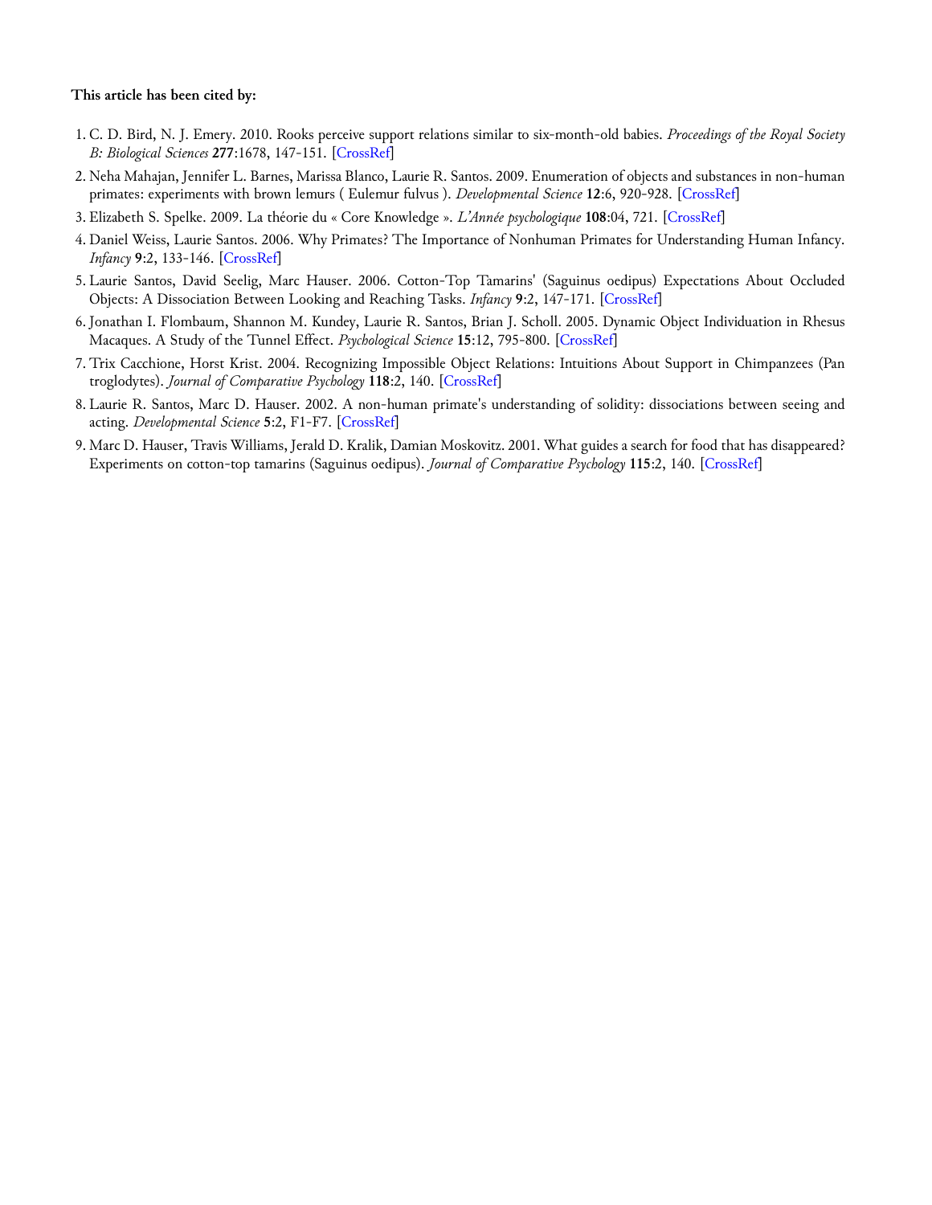**This article has been cited by:**

1. C. D. Bird, N. J. Emery. 2010. Rooks perceive support relations similar to six-month-old babies. *Proceedings of the Royal Society B: Biological Sciences* **277**:1678, 147-151. [CrossRef]
2. Neha Mahajan, Jennifer L. Barnes, Marissa Blanco, Laurie R. Santos. 2009. Enumeration of objects and substances in non-human primates: experiments with brown lemurs ( Eulemur fulvus ). *Developmental Science* **12**:6, 920-928. [CrossRef]
3. Elizabeth S. Spelke. 2009. La théorie du « Core Knowledge ». *L'Année psychologique* **108**:04, 721. [CrossRef]
4. Daniel Weiss, Laurie Santos. 2006. Why Primates? The Importance of Nonhuman Primates for Understanding Human Infancy. *Infancy* **9**:2, 133-146. [CrossRef]
5. Laurie Santos, David Seelig, Marc Hauser. 2006. Cotton-Top Tamarins' (Saguinus oedipus) Expectations About Occluded Objects: A Dissociation Between Looking and Reaching Tasks. *Infancy* **9**:2, 147-171. [CrossRef]
6. Jonathan I. Flombaum, Shannon M. Kundey, Laurie R. Santos, Brian J. Scholl. 2005. Dynamic Object Individuation in Rhesus Macaques. A Study of the Tunnel Effect. *Psychological Science* **15**:12, 795-800. [CrossRef]
7. Trix Cacchione, Horst Krist. 2004. Recognizing Impossible Object Relations: Intuitions About Support in Chimpanzees (Pan troglodytes). *Journal of Comparative Psychology* **118**:2, 140. [CrossRef]
8. Laurie R. Santos, Marc D. Hauser. 2002. A non-human primate's understanding of solidity: dissociations between seeing and acting. *Developmental Science* **5**:2, F1-F7. [CrossRef]
9. Marc D. Hauser, Travis Williams, Jerald D. Kralik, Damian Moskovitz. 2001. What guides a search for food that has disappeared? Experiments on cotton-top tamarins (Saguinus oedipus). *Journal of Comparative Psychology* **115**:2, 140. [CrossRef]